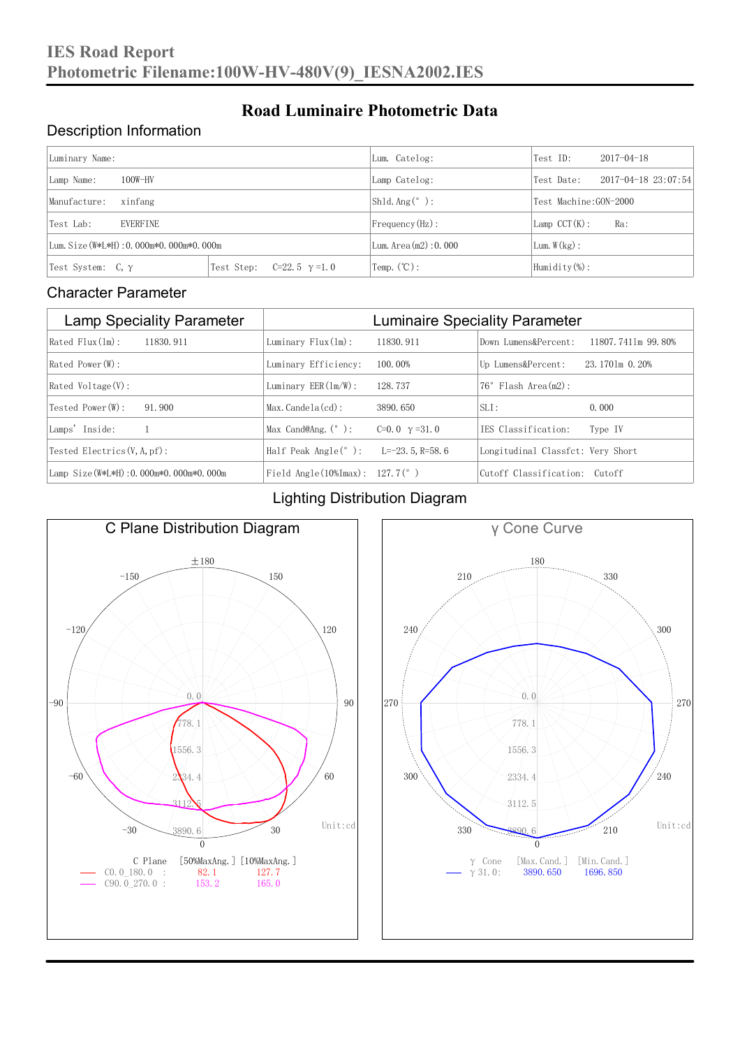# IES Road Report
# Photometric Filename:100W-HV-480V(9)_IESNA2002.IES

## Road Luminaire Photometric Data

### Description Information

| Luminary Name: | | Lum. Catelog: | Test ID: 2017-04-18 |
|---|---|---|---|
| Lamp Name: 100W-HV | | Lamp Catelog: | Test Date: 2017-04-18 23:07:54 |
| Manufacture: xinfang | | Shld. Ang(°): | Test Machine:GON-2000 |
| Test Lab: EVERFINE | | Frequency(Hz): | Lamp CCT(K): Ra: |
| Lum. Size(W*L*H):0.000m*0.000m*0.000m | | Lum. Area(m2):0.000 | Lum. W(kg): |
| Test System: C, γ | Test Step: C=22.5 γ=1.0 | Temp. (℃): | Humidity(%): |

### Character Parameter

| Lamp Speciality Parameter | Luminaire Speciality Parameter | |
|---|---|---|
| Rated Flux(lm): 11830.911 | Luminary Flux(lm): 11830.911 | Down Lumens&Percent: 11807.7411m 99.80% |
| Rated Power(W): | Luminary Efficiency: 100.00% | Up Lumens&Percent: 23.1701m 0.20% |
| Rated Voltage(V): | Luminary EER(lm/W): 128.737 | 76° Flash Area(m2): |
| Tested Power(W): 91.900 | Max. Candela(cd): 3890.650 | SLI: 0.000 |
| Lamps' Inside: 1 | Max Cand@Ang. (°): C=0.0 γ=31.0 | IES Classification: Type IV |
| Tested Electrics(V, A, pf): | Half Peak Angle(°): L=-23.5, R=58.6 | Longitudinal Classfct: Very Short |
| Lamp Size(W*L*H):0.000m*0.000m*0.000m | Field Angle(10%Imax): 127.7(°) | Cutoff Classification: Cutoff |

### Lighting Distribution Diagram

**C Plane Distribution Diagram**

| C Plane | [50%MaxAng.] | [10%MaxAng.] |
|---|---|---|
| C0.0_180.0 : | 82.1 | 127.7 |
| C90.0_270.0 : | 153.2 | 165.0 |

Unit:cd

**γ Cone Curve**

| γ Cone | [Max. Cand.] | [Min. Cand.] |
|---|---|---|
| γ 31.0: | 3890.650 | 1696.850 |

Unit:cd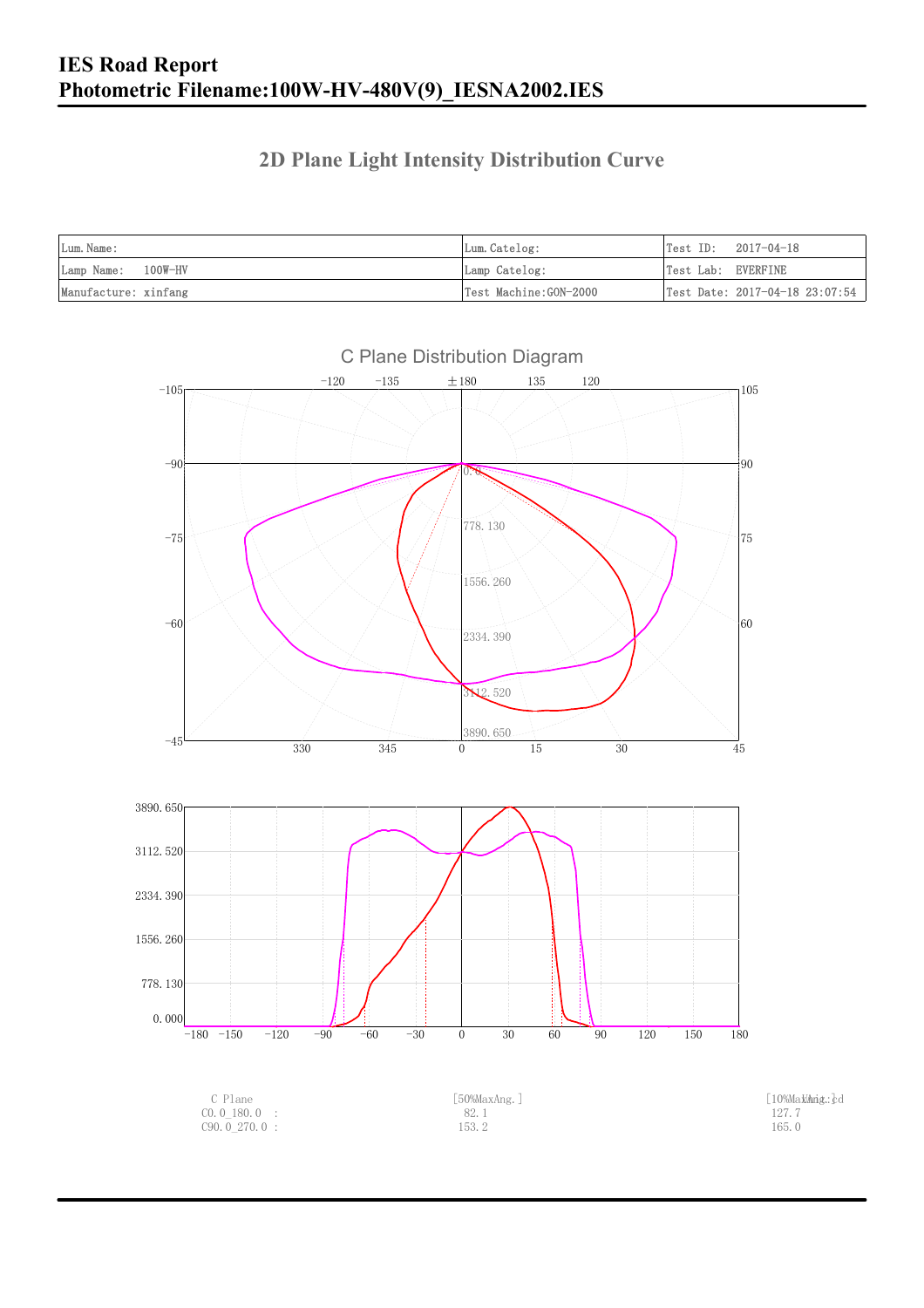# IES Road Report
# Photometric Filename:100W-HV-480V(9)_IESNA2002.IES

## 2D Plane Light Intensity Distribution Curve

| Lum. Name: | Lum. Catelog: | Test ID: 2017-04-18 |
|---|---|---|
| Lamp Name: 100W-HV | Lamp Catelog: | Test Lab: EVERFINE |
| Manufacture: xinfang | Test Machine:GON-2000 | Test Date: 2017-04-18 23:07:54 |

C Plane Distribution Diagram

| C Plane | [50%MaxAng.] | [10%MaxAng.] Unit: cd |
|---|---|---|
| C0.0_180.0 : | 82.1 | 127.7 |
| C90.0_270.0 : | 153.2 | 165.0 |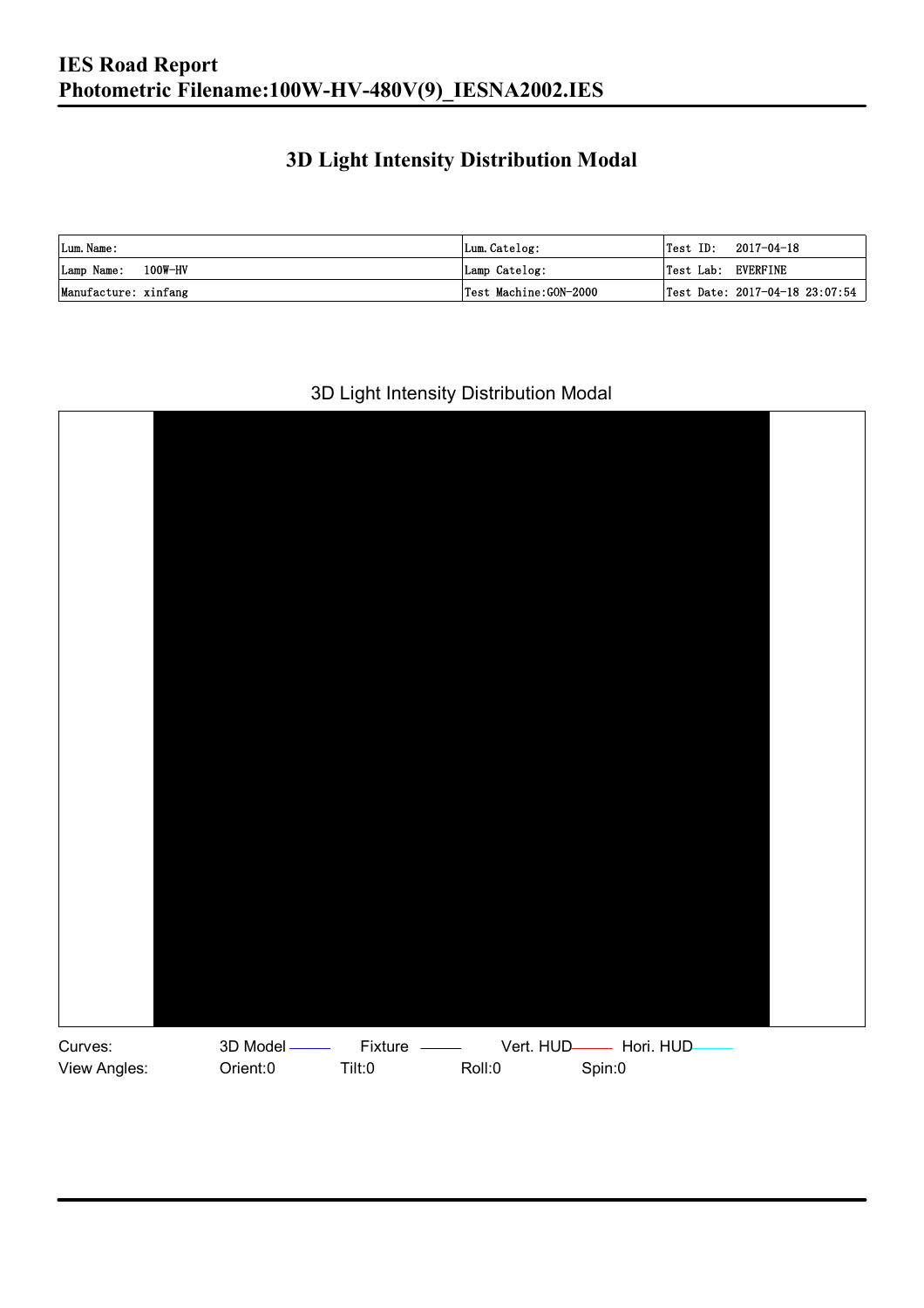# 3D Light Intensity Distribution Modal

| Lum. Name: | Lum. Catelog: | Test ID:   2017-04-18 |
|---|---|---|
| Lamp Name:   100W-HV | Lamp Catelog: | Test Lab:  EVERFINE |
| Manufacture: xinfang | Test Machine:GON-2000 | Test Date: 2017-04-18 23:07:54 |

3D Light Intensity Distribution Modal

Curves: 3D Model Fixture Vert. HUD Hori. HUD

View Angles: Orient:0 Tilt:0 Roll:0 Spin:0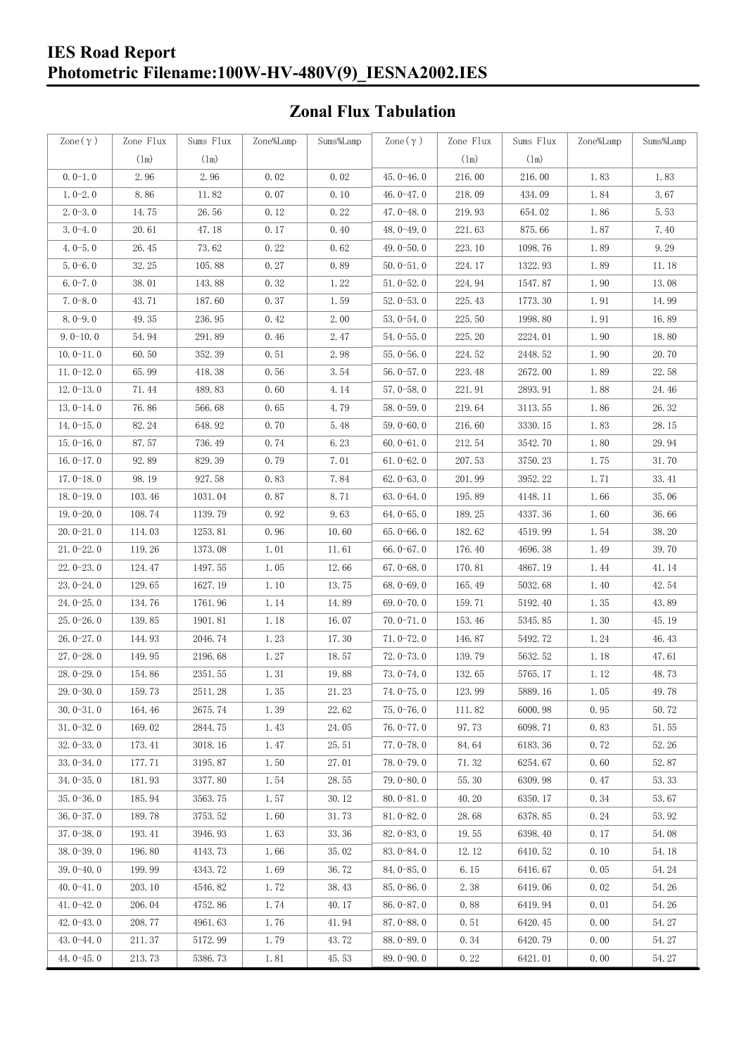# IES Road Report
# Photometric Filename:100W-HV-480V(9)_IESNA2002.IES

## Zonal Flux Tabulation

| Zone(γ) | Zone Flux (lm) | Sums Flux (lm) | Zone%Lamp | Sums%Lamp | Zone(γ) | Zone Flux (lm) | Sums Flux (lm) | Zone%Lamp | Sums%Lamp |
|---|---|---|---|---|---|---|---|---|---|
| 0.0-1.0 | 2.96 | 2.96 | 0.02 | 0.02 | 45.0-46.0 | 216.00 | 216.00 | 1.83 | 1.83 |
| 1.0-2.0 | 8.86 | 11.82 | 0.07 | 0.10 | 46.0-47.0 | 218.09 | 434.09 | 1.84 | 3.67 |
| 2.0-3.0 | 14.75 | 26.56 | 0.12 | 0.22 | 47.0-48.0 | 219.93 | 654.02 | 1.86 | 5.53 |
| 3.0-4.0 | 20.61 | 47.18 | 0.17 | 0.40 | 48.0-49.0 | 221.63 | 875.66 | 1.87 | 7.40 |
| 4.0-5.0 | 26.45 | 73.62 | 0.22 | 0.62 | 49.0-50.0 | 223.10 | 1098.76 | 1.89 | 9.29 |
| 5.0-6.0 | 32.25 | 105.88 | 0.27 | 0.89 | 50.0-51.0 | 224.17 | 1322.93 | 1.89 | 11.18 |
| 6.0-7.0 | 38.01 | 143.88 | 0.32 | 1.22 | 51.0-52.0 | 224.94 | 1547.87 | 1.90 | 13.08 |
| 7.0-8.0 | 43.71 | 187.60 | 0.37 | 1.59 | 52.0-53.0 | 225.43 | 1773.30 | 1.91 | 14.99 |
| 8.0-9.0 | 49.35 | 236.95 | 0.42 | 2.00 | 53.0-54.0 | 225.50 | 1998.80 | 1.91 | 16.89 |
| 9.0-10.0 | 54.94 | 291.89 | 0.46 | 2.47 | 54.0-55.0 | 225.20 | 2224.01 | 1.90 | 18.80 |
| 10.0-11.0 | 60.50 | 352.39 | 0.51 | 2.98 | 55.0-56.0 | 224.52 | 2448.52 | 1.90 | 20.70 |
| 11.0-12.0 | 65.99 | 418.38 | 0.56 | 3.54 | 56.0-57.0 | 223.48 | 2672.00 | 1.89 | 22.58 |
| 12.0-13.0 | 71.44 | 489.83 | 0.60 | 4.14 | 57.0-58.0 | 221.91 | 2893.91 | 1.88 | 24.46 |
| 13.0-14.0 | 76.86 | 566.68 | 0.65 | 4.79 | 58.0-59.0 | 219.64 | 3113.55 | 1.86 | 26.32 |
| 14.0-15.0 | 82.24 | 648.92 | 0.70 | 5.48 | 59.0-60.0 | 216.60 | 3330.15 | 1.83 | 28.15 |
| 15.0-16.0 | 87.57 | 736.49 | 0.74 | 6.23 | 60.0-61.0 | 212.54 | 3542.70 | 1.80 | 29.94 |
| 16.0-17.0 | 92.89 | 829.39 | 0.79 | 7.01 | 61.0-62.0 | 207.53 | 3750.23 | 1.75 | 31.70 |
| 17.0-18.0 | 98.19 | 927.58 | 0.83 | 7.84 | 62.0-63.0 | 201.99 | 3952.22 | 1.71 | 33.41 |
| 18.0-19.0 | 103.46 | 1031.04 | 0.87 | 8.71 | 63.0-64.0 | 195.89 | 4148.11 | 1.66 | 35.06 |
| 19.0-20.0 | 108.74 | 1139.79 | 0.92 | 9.63 | 64.0-65.0 | 189.25 | 4337.36 | 1.60 | 36.66 |
| 20.0-21.0 | 114.03 | 1253.81 | 0.96 | 10.60 | 65.0-66.0 | 182.62 | 4519.99 | 1.54 | 38.20 |
| 21.0-22.0 | 119.26 | 1373.08 | 1.01 | 11.61 | 66.0-67.0 | 176.40 | 4696.38 | 1.49 | 39.70 |
| 22.0-23.0 | 124.47 | 1497.55 | 1.05 | 12.66 | 67.0-68.0 | 170.81 | 4867.19 | 1.44 | 41.14 |
| 23.0-24.0 | 129.65 | 1627.19 | 1.10 | 13.75 | 68.0-69.0 | 165.49 | 5032.68 | 1.40 | 42.54 |
| 24.0-25.0 | 134.76 | 1761.96 | 1.14 | 14.89 | 69.0-70.0 | 159.71 | 5192.40 | 1.35 | 43.89 |
| 25.0-26.0 | 139.85 | 1901.81 | 1.18 | 16.07 | 70.0-71.0 | 153.46 | 5345.85 | 1.30 | 45.19 |
| 26.0-27.0 | 144.93 | 2046.74 | 1.23 | 17.30 | 71.0-72.0 | 146.87 | 5492.72 | 1.24 | 46.43 |
| 27.0-28.0 | 149.95 | 2196.68 | 1.27 | 18.57 | 72.0-73.0 | 139.79 | 5632.52 | 1.18 | 47.61 |
| 28.0-29.0 | 154.86 | 2351.55 | 1.31 | 19.88 | 73.0-74.0 | 132.65 | 5765.17 | 1.12 | 48.73 |
| 29.0-30.0 | 159.73 | 2511.28 | 1.35 | 21.23 | 74.0-75.0 | 123.99 | 5889.16 | 1.05 | 49.78 |
| 30.0-31.0 | 164.46 | 2675.74 | 1.39 | 22.62 | 75.0-76.0 | 111.82 | 6000.98 | 0.95 | 50.72 |
| 31.0-32.0 | 169.02 | 2844.75 | 1.43 | 24.05 | 76.0-77.0 | 97.73 | 6098.71 | 0.83 | 51.55 |
| 32.0-33.0 | 173.41 | 3018.16 | 1.47 | 25.51 | 77.0-78.0 | 84.64 | 6183.36 | 0.72 | 52.26 |
| 33.0-34.0 | 177.71 | 3195.87 | 1.50 | 27.01 | 78.0-79.0 | 71.32 | 6254.67 | 0.60 | 52.87 |
| 34.0-35.0 | 181.93 | 3377.80 | 1.54 | 28.55 | 79.0-80.0 | 55.30 | 6309.98 | 0.47 | 53.33 |
| 35.0-36.0 | 185.94 | 3563.75 | 1.57 | 30.12 | 80.0-81.0 | 40.20 | 6350.17 | 0.34 | 53.67 |
| 36.0-37.0 | 189.78 | 3753.52 | 1.60 | 31.73 | 81.0-82.0 | 28.68 | 6378.85 | 0.24 | 53.92 |
| 37.0-38.0 | 193.41 | 3946.93 | 1.63 | 33.36 | 82.0-83.0 | 19.55 | 6398.40 | 0.17 | 54.08 |
| 38.0-39.0 | 196.80 | 4143.73 | 1.66 | 35.02 | 83.0-84.0 | 12.12 | 6410.52 | 0.10 | 54.18 |
| 39.0-40.0 | 199.99 | 4343.72 | 1.69 | 36.72 | 84.0-85.0 | 6.15 | 6416.67 | 0.05 | 54.24 |
| 40.0-41.0 | 203.10 | 4546.82 | 1.72 | 38.43 | 85.0-86.0 | 2.38 | 6419.06 | 0.02 | 54.26 |
| 41.0-42.0 | 206.04 | 4752.86 | 1.74 | 40.17 | 86.0-87.0 | 0.88 | 6419.94 | 0.01 | 54.26 |
| 42.0-43.0 | 208.77 | 4961.63 | 1.76 | 41.94 | 87.0-88.0 | 0.51 | 6420.45 | 0.00 | 54.27 |
| 43.0-44.0 | 211.37 | 5172.99 | 1.79 | 43.72 | 88.0-89.0 | 0.34 | 6420.79 | 0.00 | 54.27 |
| 44.0-45.0 | 213.73 | 5386.73 | 1.81 | 45.53 | 89.0-90.0 | 0.22 | 6421.01 | 0.00 | 54.27 |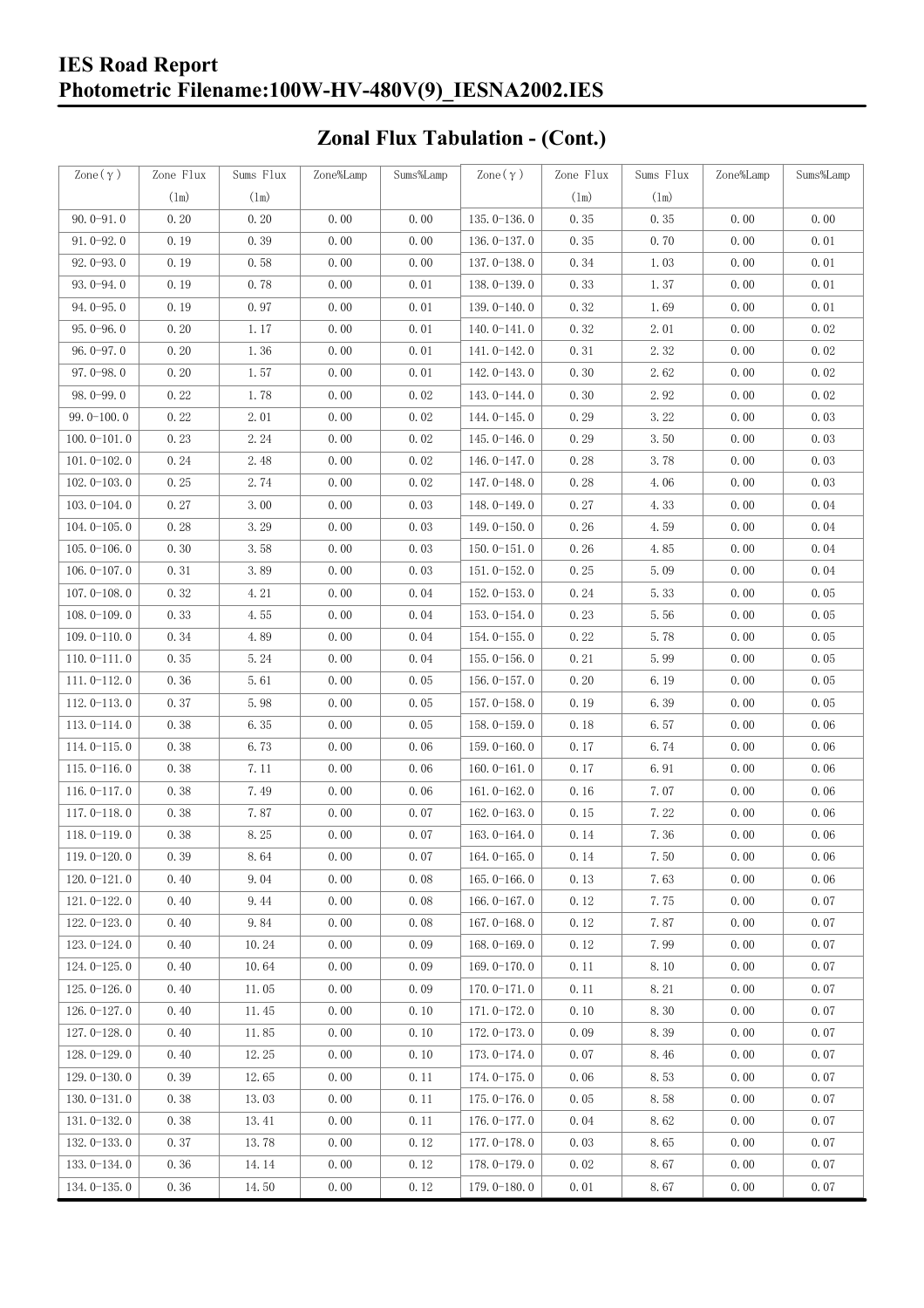# IES Road Report

# Photometric Filename:100W-HV-480V(9)_IESNA2002.IES

## Zonal Flux Tabulation - (Cont.)

| Zone(γ) | Zone Flux (lm) | Sums Flux (lm) | Zone%Lamp | Sums%Lamp | Zone(γ) | Zone Flux (lm) | Sums Flux (lm) | Zone%Lamp | Sums%Lamp |
|---|---|---|---|---|---|---|---|---|---|
| 90.0-91.0 | 0.20 | 0.20 | 0.00 | 0.00 | 135.0-136.0 | 0.35 | 0.35 | 0.00 | 0.00 |
| 91.0-92.0 | 0.19 | 0.39 | 0.00 | 0.00 | 136.0-137.0 | 0.35 | 0.70 | 0.00 | 0.01 |
| 92.0-93.0 | 0.19 | 0.58 | 0.00 | 0.00 | 137.0-138.0 | 0.34 | 1.03 | 0.00 | 0.01 |
| 93.0-94.0 | 0.19 | 0.78 | 0.00 | 0.01 | 138.0-139.0 | 0.33 | 1.37 | 0.00 | 0.01 |
| 94.0-95.0 | 0.19 | 0.97 | 0.00 | 0.01 | 139.0-140.0 | 0.32 | 1.69 | 0.00 | 0.01 |
| 95.0-96.0 | 0.20 | 1.17 | 0.00 | 0.01 | 140.0-141.0 | 0.32 | 2.01 | 0.00 | 0.02 |
| 96.0-97.0 | 0.20 | 1.36 | 0.00 | 0.01 | 141.0-142.0 | 0.31 | 2.32 | 0.00 | 0.02 |
| 97.0-98.0 | 0.20 | 1.57 | 0.00 | 0.01 | 142.0-143.0 | 0.30 | 2.62 | 0.00 | 0.02 |
| 98.0-99.0 | 0.22 | 1.78 | 0.00 | 0.02 | 143.0-144.0 | 0.30 | 2.92 | 0.00 | 0.02 |
| 99.0-100.0 | 0.22 | 2.01 | 0.00 | 0.02 | 144.0-145.0 | 0.29 | 3.22 | 0.00 | 0.03 |
| 100.0-101.0 | 0.23 | 2.24 | 0.00 | 0.02 | 145.0-146.0 | 0.29 | 3.50 | 0.00 | 0.03 |
| 101.0-102.0 | 0.24 | 2.48 | 0.00 | 0.02 | 146.0-147.0 | 0.28 | 3.78 | 0.00 | 0.03 |
| 102.0-103.0 | 0.25 | 2.74 | 0.00 | 0.02 | 147.0-148.0 | 0.28 | 4.06 | 0.00 | 0.03 |
| 103.0-104.0 | 0.27 | 3.00 | 0.00 | 0.03 | 148.0-149.0 | 0.27 | 4.33 | 0.00 | 0.04 |
| 104.0-105.0 | 0.28 | 3.29 | 0.00 | 0.03 | 149.0-150.0 | 0.26 | 4.59 | 0.00 | 0.04 |
| 105.0-106.0 | 0.30 | 3.58 | 0.00 | 0.03 | 150.0-151.0 | 0.26 | 4.85 | 0.00 | 0.04 |
| 106.0-107.0 | 0.31 | 3.89 | 0.00 | 0.03 | 151.0-152.0 | 0.25 | 5.09 | 0.00 | 0.04 |
| 107.0-108.0 | 0.32 | 4.21 | 0.00 | 0.04 | 152.0-153.0 | 0.24 | 5.33 | 0.00 | 0.05 |
| 108.0-109.0 | 0.33 | 4.55 | 0.00 | 0.04 | 153.0-154.0 | 0.23 | 5.56 | 0.00 | 0.05 |
| 109.0-110.0 | 0.34 | 4.89 | 0.00 | 0.04 | 154.0-155.0 | 0.22 | 5.78 | 0.00 | 0.05 |
| 110.0-111.0 | 0.35 | 5.24 | 0.00 | 0.04 | 155.0-156.0 | 0.21 | 5.99 | 0.00 | 0.05 |
| 111.0-112.0 | 0.36 | 5.61 | 0.00 | 0.05 | 156.0-157.0 | 0.20 | 6.19 | 0.00 | 0.05 |
| 112.0-113.0 | 0.37 | 5.98 | 0.00 | 0.05 | 157.0-158.0 | 0.19 | 6.39 | 0.00 | 0.05 |
| 113.0-114.0 | 0.38 | 6.35 | 0.00 | 0.05 | 158.0-159.0 | 0.18 | 6.57 | 0.00 | 0.06 |
| 114.0-115.0 | 0.38 | 6.73 | 0.00 | 0.06 | 159.0-160.0 | 0.17 | 6.74 | 0.00 | 0.06 |
| 115.0-116.0 | 0.38 | 7.11 | 0.00 | 0.06 | 160.0-161.0 | 0.17 | 6.91 | 0.00 | 0.06 |
| 116.0-117.0 | 0.38 | 7.49 | 0.00 | 0.06 | 161.0-162.0 | 0.16 | 7.07 | 0.00 | 0.06 |
| 117.0-118.0 | 0.38 | 7.87 | 0.00 | 0.07 | 162.0-163.0 | 0.15 | 7.22 | 0.00 | 0.06 |
| 118.0-119.0 | 0.38 | 8.25 | 0.00 | 0.07 | 163.0-164.0 | 0.14 | 7.36 | 0.00 | 0.06 |
| 119.0-120.0 | 0.39 | 8.64 | 0.00 | 0.07 | 164.0-165.0 | 0.14 | 7.50 | 0.00 | 0.06 |
| 120.0-121.0 | 0.40 | 9.04 | 0.00 | 0.08 | 165.0-166.0 | 0.13 | 7.63 | 0.00 | 0.06 |
| 121.0-122.0 | 0.40 | 9.44 | 0.00 | 0.08 | 166.0-167.0 | 0.12 | 7.75 | 0.00 | 0.07 |
| 122.0-123.0 | 0.40 | 9.84 | 0.00 | 0.08 | 167.0-168.0 | 0.12 | 7.87 | 0.00 | 0.07 |
| 123.0-124.0 | 0.40 | 10.24 | 0.00 | 0.09 | 168.0-169.0 | 0.12 | 7.99 | 0.00 | 0.07 |
| 124.0-125.0 | 0.40 | 10.64 | 0.00 | 0.09 | 169.0-170.0 | 0.11 | 8.10 | 0.00 | 0.07 |
| 125.0-126.0 | 0.40 | 11.05 | 0.00 | 0.09 | 170.0-171.0 | 0.11 | 8.21 | 0.00 | 0.07 |
| 126.0-127.0 | 0.40 | 11.45 | 0.00 | 0.10 | 171.0-172.0 | 0.10 | 8.30 | 0.00 | 0.07 |
| 127.0-128.0 | 0.40 | 11.85 | 0.00 | 0.10 | 172.0-173.0 | 0.09 | 8.39 | 0.00 | 0.07 |
| 128.0-129.0 | 0.40 | 12.25 | 0.00 | 0.10 | 173.0-174.0 | 0.07 | 8.46 | 0.00 | 0.07 |
| 129.0-130.0 | 0.39 | 12.65 | 0.00 | 0.11 | 174.0-175.0 | 0.06 | 8.53 | 0.00 | 0.07 |
| 130.0-131.0 | 0.38 | 13.03 | 0.00 | 0.11 | 175.0-176.0 | 0.05 | 8.58 | 0.00 | 0.07 |
| 131.0-132.0 | 0.38 | 13.41 | 0.00 | 0.11 | 176.0-177.0 | 0.04 | 8.62 | 0.00 | 0.07 |
| 132.0-133.0 | 0.37 | 13.78 | 0.00 | 0.12 | 177.0-178.0 | 0.03 | 8.65 | 0.00 | 0.07 |
| 133.0-134.0 | 0.36 | 14.14 | 0.00 | 0.12 | 178.0-179.0 | 0.02 | 8.67 | 0.00 | 0.07 |
| 134.0-135.0 | 0.36 | 14.50 | 0.00 | 0.12 | 179.0-180.0 | 0.01 | 8.67 | 0.00 | 0.07 |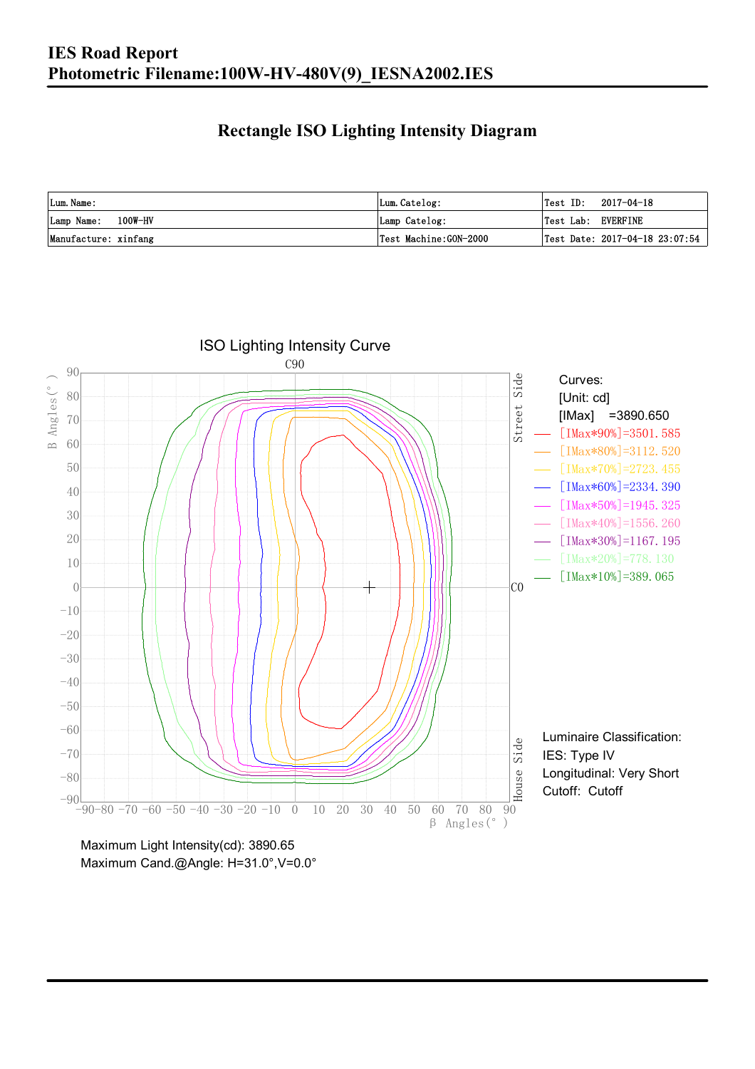# IES Road Report
# Photometric Filename:100W-HV-480V(9)_IESNA2002.IES

## Rectangle ISO Lighting Intensity Diagram

| Lum. Name: | Lum. Catelog: | Test ID: 2017-04-18 |
|---|---|---|
| Lamp Name: 100W-HV | Lamp Catelog: | Test Lab: EVERFINE |
| Manufacture: xinfang | Test Machine:GON-2000 | Test Date: 2017-04-18 23:07:54 |

ISO Lighting Intensity Curve

Curves:
[Unit: cd]
[IMax] =3890.650
[IMax*90%]=3501.585
[IMax*80%]=3112.520
[IMax*70%]=2723.455
[IMax*60%]=2334.390
[IMax*50%]=1945.325
[IMax*40%]=1556.260
[IMax*30%]=1167.195
[IMax*20%]=778.130
[IMax*10%]=389.065

Luminaire Classification:
IES: Type IV
Longitudinal: Very Short
Cutoff: Cutoff

Maximum Light Intensity(cd): 3890.65
Maximum Cand.@Angle: H=31.0°,V=0.0°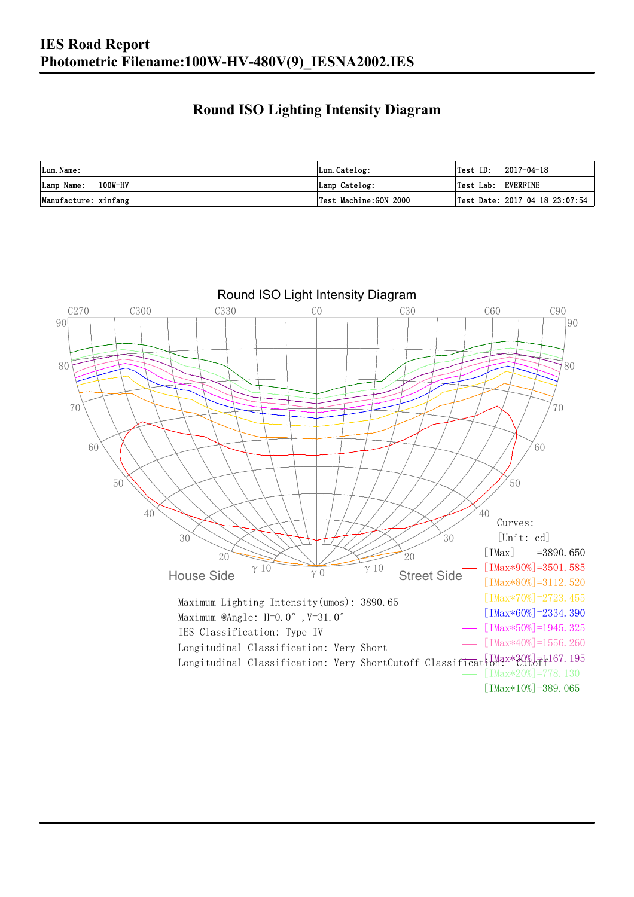**IES Road Report**
**Photometric Filename:100W-HV-480V(9)_IESNA2002.IES**

## Round ISO Lighting Intensity Diagram

| Lum. Name: | Lum. Catelog: | Test ID:　2017-04-18 |
|---|---|---|
| Lamp Name:　100W-HV | Lamp Catelog: | Test Lab:　EVERFINE |
| Manufacture: xinfang | Test Machine:GON-2000 | Test Date: 2017-04-18 23:07:54 |

Round ISO Light Intensity Diagram

Curves:
[Unit: cd]
[IMax] =3890.650
[IMax*90%]=3501.585
[IMax*80%]=3112.520
[IMax*70%]=2723.455
[IMax*60%]=2334.390
[IMax*50%]=1945.325
[IMax*40%]=1556.260
[IMax*30%]=1167.195
[IMax*20%]=778.130
[IMax*10%]=389.065

Maximum Lighting Intensity(umos): 3890.65
Maximum @Angle: H=0.0°, V=31.0°
IES Classification: Type IV
Longitudinal Classification: Very Short
Longitudinal Classification: Very ShortCutoff Classification: Cutoff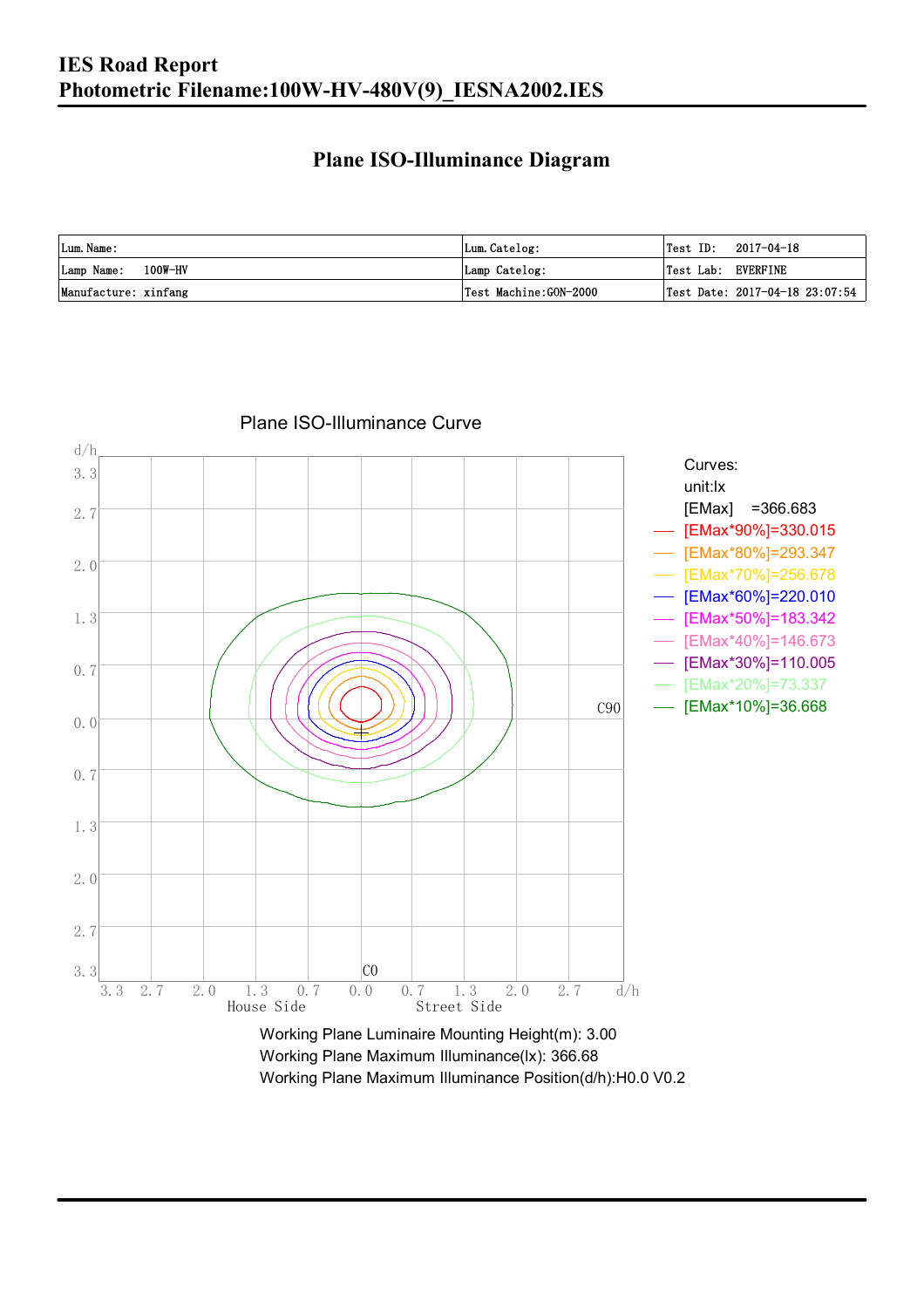**IES Road Report**
**Photometric Filename:100W-HV-480V(9)_IESNA2002.IES**

## Plane ISO-Illuminance Diagram

| Lum. Name: | Lum. Catelog: | Test ID: 2017-04-18 |
|---|---|---|
| Lamp Name: 100W-HV | Lamp Catelog: | Test Lab: EVERFINE |
| Manufacture: xinfang | Test Machine:GON-2000 | Test Date: 2017-04-18 23:07:54 |

Plane ISO-Illuminance Curve

Curves:
unit:lx
[EMax] =366.683
[EMax*90%]=330.015
[EMax*80%]=293.347
[EMax*70%]=256.678
[EMax*60%]=220.010
[EMax*50%]=183.342
[EMax*40%]=146.673
[EMax*30%]=110.005
[EMax*20%]=73.337
[EMax*10%]=36.668

Working Plane Luminaire Mounting Height(m): 3.00
Working Plane Maximum Illuminance(lx): 366.68
Working Plane Maximum Illuminance Position(d/h):H0.0 V0.2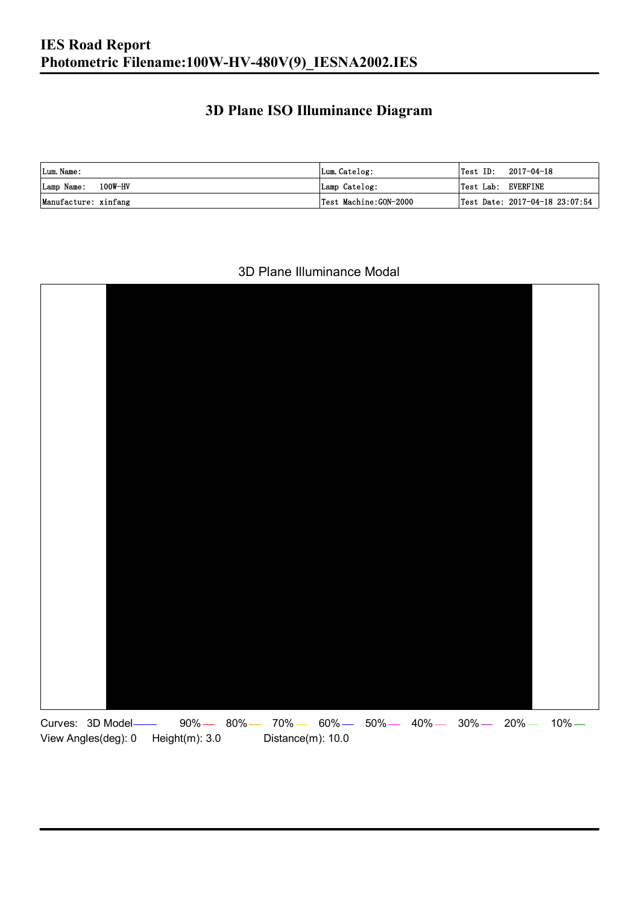# IES Road Report
## Photometric Filename:100W-HV-480V(9)_IESNA2002.IES

## 3D Plane ISO Illuminance Diagram

| Lum.Name: | Lum.Catelog: | Test ID: 2017-04-18 |
|---|---|---|
| Lamp Name: 100W-HV | Lamp Catelog: | Test Lab: EVERFINE |
| Manufacture: xinfang | Test Machine:GON-2000 | Test Date: 2017-04-18 23:07:54 |

3D Plane Illuminance Modal

Curves: 3D Model 90% 80% 70% 60% 50% 40% 30% 20% 10%

View Angles(deg): 0 Height(m): 3.0 Distance(m): 10.0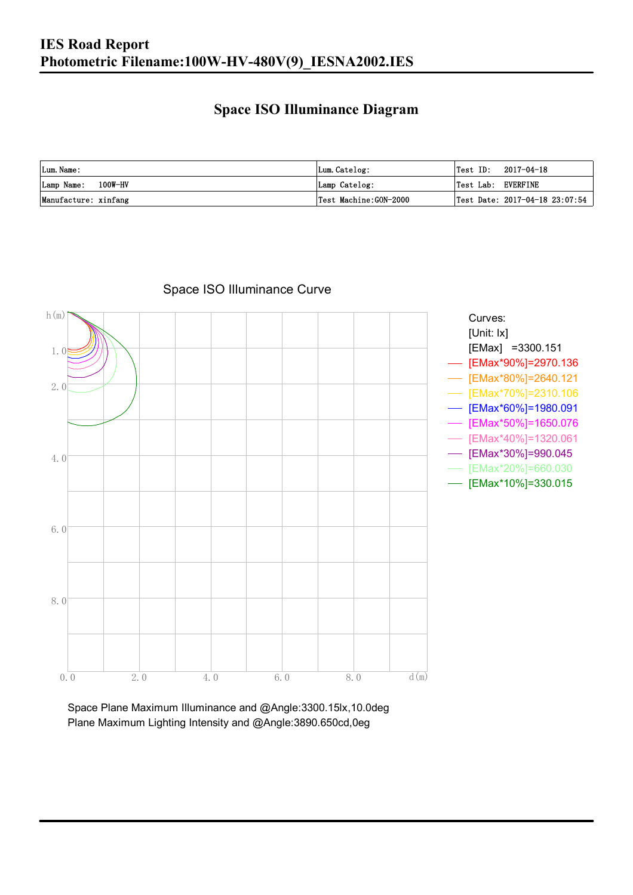# IES Road Report

**Photometric Filename:100W-HV-480V(9)_IESNA2002.IES**

## Space ISO Illuminance Diagram

| Lum. Name: | Lum. Catelog: | Test ID: 2017-04-18 |
|---|---|---|
| Lamp Name: 100W-HV | Lamp Catelog: | Test Lab: EVERFINE |
| Manufacture: xinfang | Test Machine:GON-2000 | Test Date: 2017-04-18 23:07:54 |

Space ISO Illuminance Curve

h(m)

1.0
2.0
4.0
6.0
8.0

0.0 2.0 4.0 6.0 8.0 d(m)

Curves:
[Unit: lx]
[EMax] =3300.151
[EMax*90%]=2970.136
[EMax*80%]=2640.121
[EMax*70%]=2310.106
[EMax*60%]=1980.091
[EMax*50%]=1650.076
[EMax*40%]=1320.061
[EMax*30%]=990.045
[EMax*20%]=660.030
[EMax*10%]=330.015

Space Plane Maximum Illuminance and @Angle:3300.15lx,10.0deg
Plane Maximum Lighting Intensity and @Angle:3890.650cd,0eg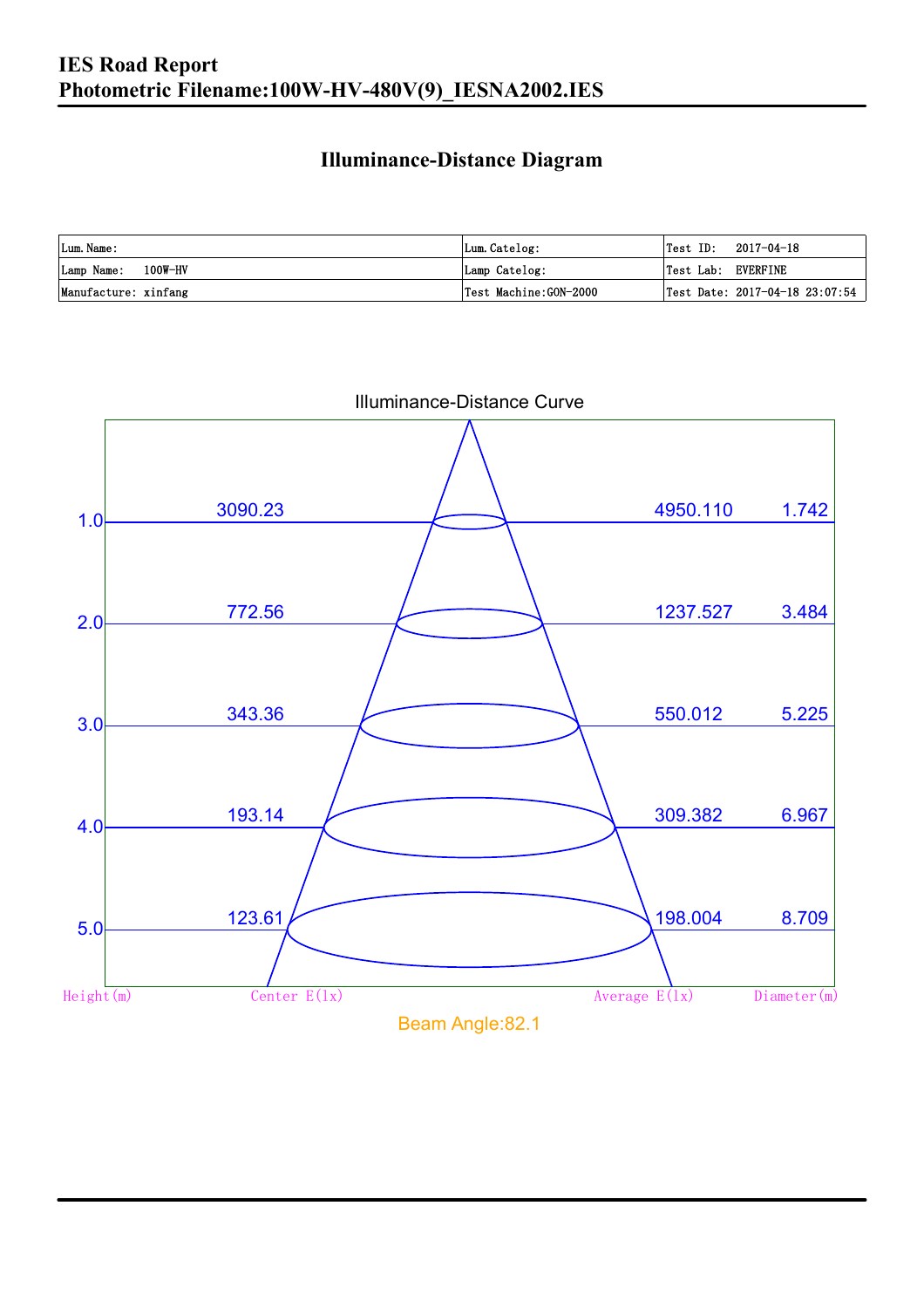# IES Road Report
## Photometric Filename:100W-HV-480V(9)_IESNA2002.IES

### Illuminance-Distance Diagram

| Lum. Name: | Lum. Catelog: | Test ID: 2017-04-18 |
|---|---|---|
| Lamp Name: 100W-HV | Lamp Catelog: | Test Lab: EVERFINE |
| Manufacture: xinfang | Test Machine:GON-2000 | Test Date: 2017-04-18 23:07:54 |

Illuminance-Distance Curve

| Height(m) | Center E(lx) | Average E(lx) | Diameter(m) |
|---|---|---|---|
| 1.0 | 3090.23 | 4950.110 | 1.742 |
| 2.0 | 772.56 | 1237.527 | 3.484 |
| 3.0 | 343.36 | 550.012 | 5.225 |
| 4.0 | 193.14 | 309.382 | 6.967 |
| 5.0 | 123.61 | 198.004 | 8.709 |

Beam Angle:82.1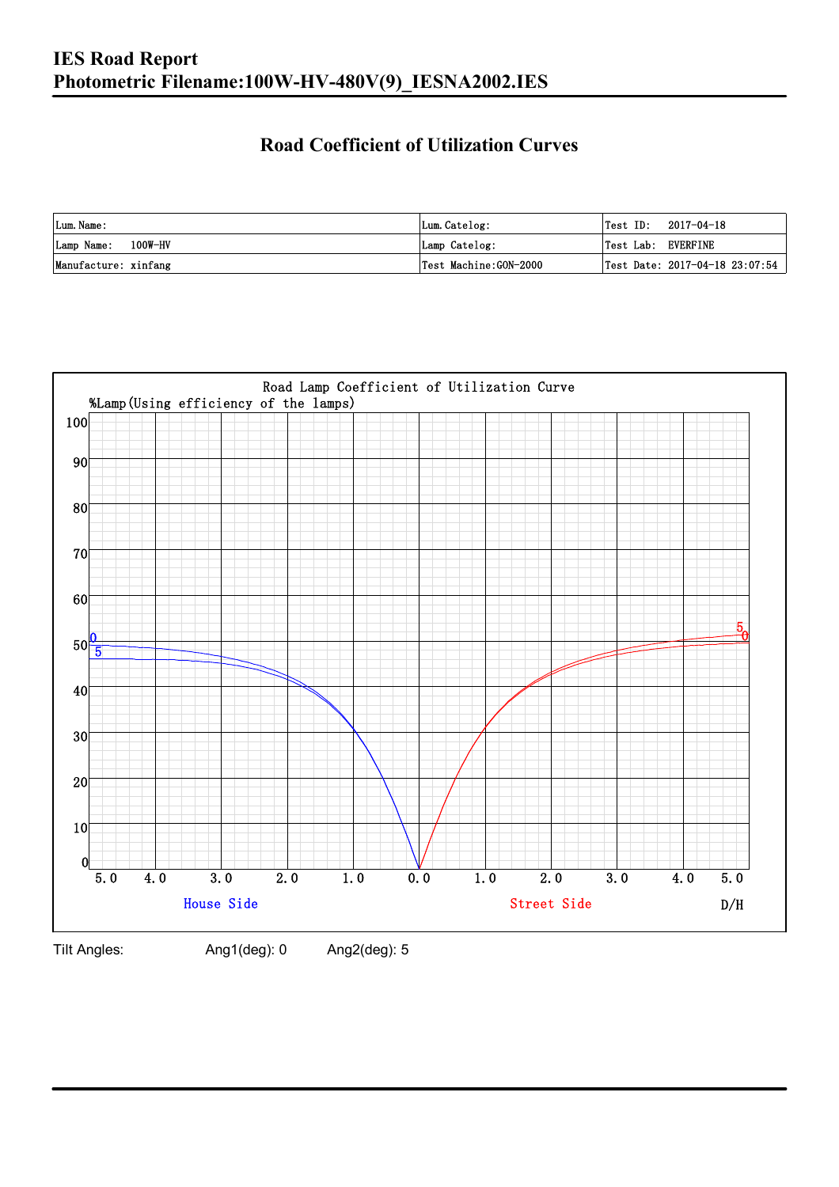# IES Road Report
# Photometric Filename:100W-HV-480V(9)_IESNA2002.IES

## Road Coefficient of Utilization Curves

| Lum. Name: | Lum. Catelog: | Test ID: 2017-04-18 |
|---|---|---|
| Lamp Name: 100W-HV | Lamp Catelog: | Test Lab: EVERFINE |
| Manufacture: xinfang | Test Machine:GON-2000 | Test Date: 2017-04-18 23:07:54 |

Road Lamp Coefficient of Utilization Curve

%Lamp(Using efficiency of the lamps)

House Side | Street Side | D/H

Tilt Angles: Ang1(deg): 0 Ang2(deg): 5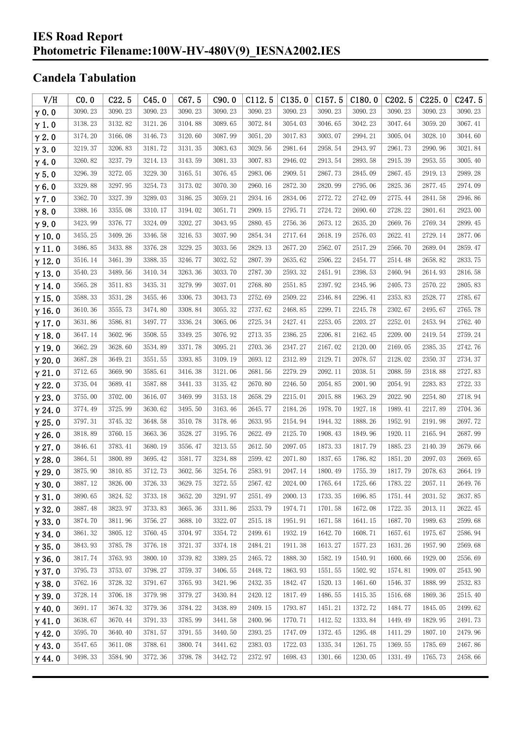# IES Road Report
# Photometric Filename:100W-HV-480V(9)_IESNA2002.IES

## Candela Tabulation

| V/H | C0.0 | C22.5 | C45.0 | C67.5 | C90.0 | C112.5 | C135.0 | C157.5 | C180.0 | C202.5 | C225.0 | C247.5 |
|---|---|---|---|---|---|---|---|---|---|---|---|---|
| γ0.0 | 3090.23 | 3090.23 | 3090.23 | 3090.23 | 3090.23 | 3090.23 | 3090.23 | 3090.23 | 3090.23 | 3090.23 | 3090.23 | 3090.23 |
| γ1.0 | 3138.23 | 3132.82 | 3121.26 | 3104.88 | 3089.65 | 3072.84 | 3054.03 | 3046.65 | 3042.23 | 3047.64 | 3059.20 | 3067.41 |
| γ2.0 | 3174.20 | 3166.08 | 3146.73 | 3120.60 | 3087.99 | 3051.20 | 3017.83 | 3003.07 | 2994.21 | 3005.04 | 3028.10 | 3044.60 |
| γ3.0 | 3219.37 | 3206.83 | 3181.72 | 3131.35 | 3083.63 | 3029.56 | 2981.64 | 2958.54 | 2943.97 | 2961.73 | 2990.96 | 3021.84 |
| γ4.0 | 3260.82 | 3237.79 | 3214.13 | 3143.59 | 3081.33 | 3007.83 | 2946.02 | 2913.54 | 2893.58 | 2915.39 | 2953.55 | 3005.40 |
| γ5.0 | 3296.39 | 3272.05 | 3229.30 | 3165.51 | 3076.45 | 2983.06 | 2909.51 | 2867.73 | 2845.09 | 2867.45 | 2919.13 | 2989.28 |
| γ6.0 | 3329.88 | 3297.95 | 3254.73 | 3173.02 | 3070.30 | 2960.16 | 2872.30 | 2820.99 | 2795.06 | 2825.36 | 2877.45 | 2974.09 |
| γ7.0 | 3362.70 | 3327.39 | 3289.03 | 3186.25 | 3059.21 | 2934.16 | 2834.06 | 2772.72 | 2742.09 | 2775.44 | 2841.58 | 2946.86 |
| γ8.0 | 3388.16 | 3355.08 | 3310.17 | 3194.02 | 3051.71 | 2909.15 | 2795.71 | 2724.72 | 2690.60 | 2728.22 | 2801.61 | 2923.00 |
| γ9.0 | 3423.99 | 3376.77 | 3324.09 | 3202.27 | 3043.95 | 2880.45 | 2756.36 | 2673.12 | 2635.20 | 2669.76 | 2769.34 | 2899.45 |
| γ10.0 | 3455.25 | 3409.26 | 3346.58 | 3216.53 | 3037.90 | 2854.34 | 2717.64 | 2618.19 | 2576.03 | 2622.41 | 2729.14 | 2877.06 |
| γ11.0 | 3486.85 | 3433.88 | 3376.28 | 3229.25 | 3033.56 | 2829.13 | 2677.20 | 2562.07 | 2517.29 | 2566.70 | 2689.04 | 2859.47 |
| γ12.0 | 3516.14 | 3461.39 | 3388.35 | 3246.77 | 3032.52 | 2807.39 | 2635.62 | 2506.22 | 2454.77 | 2514.48 | 2658.82 | 2833.75 |
| γ13.0 | 3540.23 | 3489.56 | 3410.34 | 3263.36 | 3033.70 | 2787.30 | 2593.32 | 2451.91 | 2398.53 | 2460.94 | 2614.93 | 2816.58 |
| γ14.0 | 3565.28 | 3511.83 | 3435.31 | 3279.99 | 3037.01 | 2768.80 | 2551.85 | 2397.92 | 2345.96 | 2405.73 | 2570.22 | 2805.83 |
| γ15.0 | 3588.33 | 3531.28 | 3455.46 | 3306.73 | 3043.73 | 2752.69 | 2509.22 | 2346.84 | 2296.41 | 2353.83 | 2528.77 | 2785.67 |
| γ16.0 | 3610.36 | 3555.73 | 3474.80 | 3308.84 | 3055.32 | 2737.62 | 2468.85 | 2299.71 | 2245.78 | 2302.67 | 2495.67 | 2765.78 |
| γ17.0 | 3631.86 | 3586.81 | 3497.77 | 3336.24 | 3065.06 | 2725.34 | 2427.41 | 2253.05 | 2203.27 | 2252.01 | 2453.94 | 2762.40 |
| γ18.0 | 3647.14 | 3602.96 | 3508.55 | 3349.25 | 3076.92 | 2713.35 | 2386.25 | 2206.81 | 2162.45 | 2209.00 | 2419.54 | 2759.24 |
| γ19.0 | 3662.29 | 3628.60 | 3534.89 | 3371.78 | 3095.21 | 2703.36 | 2347.27 | 2167.02 | 2120.00 | 2169.05 | 2385.35 | 2742.76 |
| γ20.0 | 3687.28 | 3649.21 | 3551.55 | 3393.85 | 3109.19 | 2693.12 | 2312.89 | 2129.71 | 2078.57 | 2128.02 | 2350.37 | 2734.37 |
| γ21.0 | 3712.65 | 3669.90 | 3585.61 | 3416.38 | 3121.06 | 2681.56 | 2279.29 | 2092.11 | 2038.51 | 2088.59 | 2318.88 | 2727.83 |
| γ22.0 | 3735.04 | 3689.41 | 3587.88 | 3441.33 | 3135.42 | 2670.80 | 2246.50 | 2054.85 | 2001.90 | 2054.91 | 2283.83 | 2722.33 |
| γ23.0 | 3755.00 | 3702.00 | 3616.07 | 3469.99 | 3153.18 | 2658.29 | 2215.01 | 2015.88 | 1963.29 | 2022.90 | 2254.80 | 2718.94 |
| γ24.0 | 3774.49 | 3725.99 | 3630.62 | 3495.50 | 3163.46 | 2645.77 | 2184.26 | 1978.70 | 1927.18 | 1989.41 | 2217.89 | 2704.36 |
| γ25.0 | 3797.31 | 3745.32 | 3648.58 | 3510.78 | 3178.46 | 2633.95 | 2154.94 | 1944.32 | 1888.26 | 1952.91 | 2191.98 | 2697.72 |
| γ26.0 | 3818.89 | 3760.15 | 3663.36 | 3528.27 | 3195.76 | 2622.49 | 2125.70 | 1908.43 | 1849.96 | 1920.11 | 2165.94 | 2687.99 |
| γ27.0 | 3846.61 | 3783.41 | 3680.19 | 3556.47 | 3213.55 | 2612.50 | 2097.05 | 1873.33 | 1817.79 | 1885.23 | 2140.39 | 2679.66 |
| γ28.0 | 3864.51 | 3800.89 | 3695.42 | 3581.77 | 3234.88 | 2599.42 | 2071.80 | 1837.65 | 1786.82 | 1851.20 | 2097.03 | 2669.65 |
| γ29.0 | 3875.90 | 3810.85 | 3712.73 | 3602.56 | 3254.76 | 2583.91 | 2047.14 | 1800.49 | 1755.39 | 1817.79 | 2078.63 | 2664.19 |
| γ30.0 | 3887.12 | 3826.00 | 3726.33 | 3629.75 | 3272.55 | 2567.42 | 2024.00 | 1765.64 | 1725.66 | 1783.22 | 2057.11 | 2649.76 |
| γ31.0 | 3890.65 | 3824.52 | 3733.18 | 3652.20 | 3291.97 | 2551.49 | 2000.13 | 1733.35 | 1696.85 | 1751.44 | 2031.52 | 2637.85 |
| γ32.0 | 3887.48 | 3823.97 | 3733.83 | 3665.36 | 3311.86 | 2533.79 | 1974.71 | 1701.58 | 1672.08 | 1722.35 | 2013.11 | 2622.45 |
| γ33.0 | 3874.70 | 3811.96 | 3756.27 | 3688.10 | 3322.07 | 2515.18 | 1951.91 | 1671.58 | 1641.15 | 1687.70 | 1989.63 | 2599.68 |
| γ34.0 | 3861.32 | 3805.12 | 3760.45 | 3704.97 | 3354.72 | 2499.61 | 1932.19 | 1642.70 | 1608.71 | 1657.61 | 1975.67 | 2586.94 |
| γ35.0 | 3843.93 | 3785.78 | 3776.18 | 3721.37 | 3374.18 | 2484.21 | 1911.38 | 1613.27 | 1577.23 | 1631.26 | 1957.90 | 2569.68 |
| γ36.0 | 3817.74 | 3763.93 | 3800.10 | 3739.82 | 3389.25 | 2465.72 | 1888.30 | 1582.19 | 1540.91 | 1600.66 | 1929.00 | 2556.69 |
| γ37.0 | 3795.73 | 3753.07 | 3798.27 | 3759.37 | 3406.55 | 2448.72 | 1863.93 | 1551.55 | 1502.92 | 1574.81 | 1909.07 | 2543.90 |
| γ38.0 | 3762.16 | 3728.32 | 3791.67 | 3765.93 | 3421.96 | 2432.35 | 1842.47 | 1520.13 | 1461.60 | 1546.37 | 1888.99 | 2532.83 |
| γ39.0 | 3728.14 | 3706.18 | 3779.98 | 3779.27 | 3430.84 | 2420.12 | 1817.49 | 1486.55 | 1415.35 | 1516.68 | 1869.36 | 2515.40 |
| γ40.0 | 3691.17 | 3674.32 | 3779.36 | 3784.22 | 3438.89 | 2409.15 | 1793.87 | 1451.21 | 1372.72 | 1484.77 | 1845.05 | 2499.62 |
| γ41.0 | 3638.67 | 3670.44 | 3791.33 | 3785.99 | 3441.58 | 2400.96 | 1770.71 | 1412.52 | 1333.84 | 1449.49 | 1829.95 | 2491.73 |
| γ42.0 | 3595.70 | 3640.40 | 3781.57 | 3791.55 | 3440.50 | 2393.25 | 1747.09 | 1372.45 | 1295.48 | 1411.29 | 1807.10 | 2479.96 |
| γ43.0 | 3547.65 | 3611.08 | 3788.61 | 3800.74 | 3441.62 | 2383.03 | 1722.03 | 1335.34 | 1261.75 | 1369.55 | 1785.69 | 2467.86 |
| γ44.0 | 3498.33 | 3584.90 | 3772.36 | 3798.78 | 3442.72 | 2372.97 | 1698.43 | 1301.66 | 1230.05 | 1331.49 | 1765.73 | 2458.66 |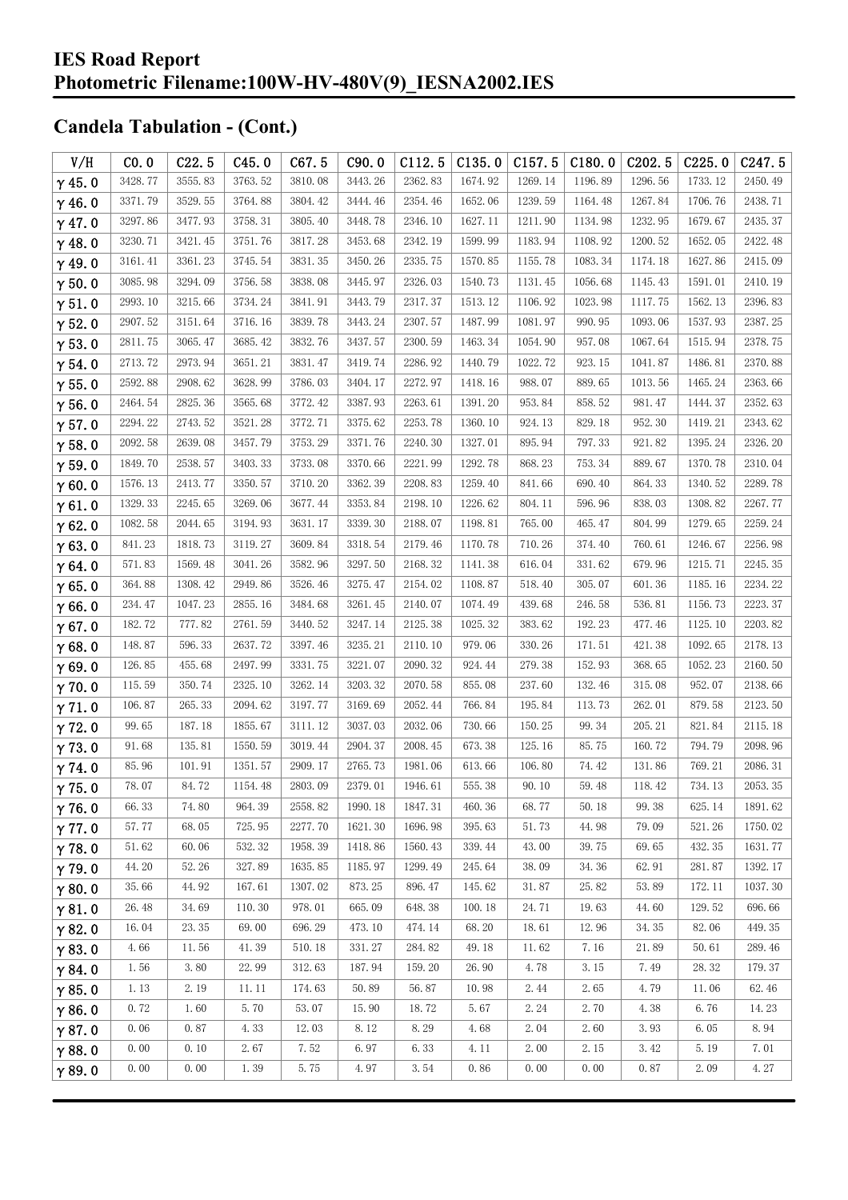# IES Road Report
# Photometric Filename:100W-HV-480V(9)_IESNA2002.IES

## Candela Tabulation - (Cont.)

| V/H | C0.0 | C22.5 | C45.0 | C67.5 | C90.0 | C112.5 | C135.0 | C157.5 | C180.0 | C202.5 | C225.0 | C247.5 |
|---|---|---|---|---|---|---|---|---|---|---|---|---|
| γ 45.0 | 3428.77 | 3555.83 | 3763.52 | 3810.08 | 3443.26 | 2362.83 | 1674.92 | 1269.14 | 1196.89 | 1296.56 | 1733.12 | 2450.49 |
| γ 46.0 | 3371.79 | 3529.55 | 3764.88 | 3804.42 | 3444.46 | 2354.46 | 1652.06 | 1239.59 | 1164.48 | 1267.84 | 1706.76 | 2438.71 |
| γ 47.0 | 3297.86 | 3477.93 | 3758.31 | 3805.40 | 3448.78 | 2346.10 | 1627.11 | 1211.90 | 1134.98 | 1232.95 | 1679.67 | 2435.37 |
| γ 48.0 | 3230.71 | 3421.45 | 3751.76 | 3817.28 | 3453.68 | 2342.19 | 1599.99 | 1183.94 | 1108.92 | 1200.52 | 1652.05 | 2422.48 |
| γ 49.0 | 3161.41 | 3361.23 | 3745.54 | 3831.35 | 3450.26 | 2335.75 | 1570.85 | 1155.78 | 1083.34 | 1174.18 | 1627.86 | 2415.09 |
| γ 50.0 | 3085.98 | 3294.09 | 3756.58 | 3838.08 | 3445.97 | 2326.03 | 1540.73 | 1131.45 | 1056.68 | 1145.43 | 1591.01 | 2410.19 |
| γ 51.0 | 2993.10 | 3215.66 | 3734.24 | 3841.91 | 3443.79 | 2317.37 | 1513.12 | 1106.92 | 1023.98 | 1117.75 | 1562.13 | 2396.83 |
| γ 52.0 | 2907.52 | 3151.64 | 3716.16 | 3839.78 | 3443.24 | 2307.57 | 1487.99 | 1081.97 | 990.95 | 1093.06 | 1537.93 | 2387.25 |
| γ 53.0 | 2811.75 | 3065.47 | 3685.42 | 3832.76 | 3437.57 | 2300.59 | 1463.34 | 1054.90 | 957.08 | 1067.64 | 1515.94 | 2378.75 |
| γ 54.0 | 2713.72 | 2973.94 | 3651.21 | 3831.47 | 3419.74 | 2286.92 | 1440.79 | 1022.72 | 923.15 | 1041.87 | 1486.81 | 2370.88 |
| γ 55.0 | 2592.88 | 2908.62 | 3628.99 | 3786.03 | 3404.17 | 2272.97 | 1418.16 | 988.07 | 889.65 | 1013.56 | 1465.24 | 2363.66 |
| γ 56.0 | 2464.54 | 2825.36 | 3565.68 | 3772.42 | 3387.93 | 2263.61 | 1391.20 | 953.84 | 858.52 | 981.47 | 1444.37 | 2352.63 |
| γ 57.0 | 2294.22 | 2743.52 | 3521.28 | 3772.71 | 3375.62 | 2253.78 | 1360.10 | 924.13 | 829.18 | 952.30 | 1419.21 | 2343.62 |
| γ 58.0 | 2092.58 | 2639.08 | 3457.79 | 3753.29 | 3371.76 | 2240.30 | 1327.01 | 895.94 | 797.33 | 921.82 | 1395.24 | 2326.20 |
| γ 59.0 | 1849.70 | 2538.57 | 3403.33 | 3733.08 | 3370.66 | 2221.99 | 1292.78 | 868.23 | 753.34 | 889.67 | 1370.78 | 2310.04 |
| γ 60.0 | 1576.13 | 2413.77 | 3350.57 | 3710.20 | 3362.39 | 2208.83 | 1259.40 | 841.66 | 690.40 | 864.33 | 1340.52 | 2289.78 |
| γ 61.0 | 1329.33 | 2245.65 | 3269.06 | 3677.44 | 3353.84 | 2198.10 | 1226.62 | 804.11 | 596.96 | 838.03 | 1308.82 | 2267.77 |
| γ 62.0 | 1082.58 | 2044.65 | 3194.93 | 3631.17 | 3339.30 | 2188.07 | 1198.81 | 765.00 | 465.47 | 804.99 | 1279.65 | 2259.24 |
| γ 63.0 | 841.23 | 1818.73 | 3119.27 | 3609.84 | 3318.54 | 2179.46 | 1170.78 | 710.26 | 374.40 | 760.61 | 1246.67 | 2256.98 |
| γ 64.0 | 571.83 | 1569.48 | 3041.26 | 3582.96 | 3297.50 | 2168.32 | 1141.38 | 616.04 | 331.62 | 679.96 | 1215.71 | 2245.35 |
| γ 65.0 | 364.88 | 1308.42 | 2949.86 | 3526.46 | 3275.47 | 2154.02 | 1108.87 | 518.40 | 305.07 | 601.36 | 1185.16 | 2234.22 |
| γ 66.0 | 234.47 | 1047.23 | 2855.16 | 3484.68 | 3261.45 | 2140.07 | 1074.49 | 439.68 | 246.58 | 536.81 | 1156.73 | 2223.37 |
| γ 67.0 | 182.72 | 777.82 | 2761.59 | 3440.52 | 3247.14 | 2125.38 | 1025.32 | 383.62 | 192.23 | 477.46 | 1125.10 | 2203.82 |
| γ 68.0 | 148.87 | 596.33 | 2637.72 | 3397.46 | 3235.21 | 2110.10 | 979.06 | 330.26 | 171.51 | 421.38 | 1092.65 | 2178.13 |
| γ 69.0 | 126.85 | 455.68 | 2497.99 | 3331.75 | 3221.07 | 2090.32 | 924.44 | 279.38 | 152.93 | 368.65 | 1052.23 | 2160.50 |
| γ 70.0 | 115.59 | 350.74 | 2325.10 | 3262.14 | 3203.32 | 2070.58 | 855.08 | 237.60 | 132.46 | 315.08 | 952.07 | 2138.66 |
| γ 71.0 | 106.87 | 265.33 | 2094.62 | 3197.77 | 3169.69 | 2052.44 | 766.84 | 195.84 | 113.73 | 262.01 | 879.58 | 2123.50 |
| γ 72.0 | 99.65 | 187.18 | 1855.67 | 3111.12 | 3037.03 | 2032.06 | 730.66 | 150.25 | 99.34 | 205.21 | 821.84 | 2115.18 |
| γ 73.0 | 91.68 | 135.81 | 1550.59 | 3019.44 | 2904.37 | 2008.45 | 673.38 | 125.16 | 85.75 | 160.72 | 794.79 | 2098.96 |
| γ 74.0 | 85.96 | 101.91 | 1351.57 | 2909.17 | 2765.73 | 1981.06 | 613.66 | 106.80 | 74.42 | 131.86 | 769.21 | 2086.31 |
| γ 75.0 | 78.07 | 84.72 | 1154.48 | 2803.09 | 2379.01 | 1946.61 | 555.38 | 90.10 | 59.48 | 118.42 | 734.13 | 2053.35 |
| γ 76.0 | 66.33 | 74.80 | 964.39 | 2558.82 | 1990.18 | 1847.31 | 460.36 | 68.77 | 50.18 | 99.38 | 625.14 | 1891.62 |
| γ 77.0 | 57.77 | 68.05 | 725.95 | 2277.70 | 1621.30 | 1696.98 | 395.63 | 51.73 | 44.98 | 79.09 | 521.26 | 1750.02 |
| γ 78.0 | 51.62 | 60.06 | 532.32 | 1958.39 | 1418.86 | 1560.43 | 339.44 | 43.00 | 39.75 | 69.65 | 432.35 | 1631.77 |
| γ 79.0 | 44.20 | 52.26 | 327.89 | 1635.85 | 1185.97 | 1299.49 | 245.64 | 38.09 | 34.36 | 62.91 | 281.87 | 1392.17 |
| γ 80.0 | 35.66 | 44.92 | 167.61 | 1307.02 | 873.25 | 896.47 | 145.62 | 31.87 | 25.82 | 53.89 | 172.11 | 1037.30 |
| γ 81.0 | 26.48 | 34.69 | 110.30 | 978.01 | 665.09 | 648.38 | 100.18 | 24.71 | 19.63 | 44.60 | 129.52 | 696.66 |
| γ 82.0 | 16.04 | 23.35 | 69.00 | 696.29 | 473.10 | 474.14 | 68.20 | 18.61 | 12.96 | 34.35 | 82.06 | 449.35 |
| γ 83.0 | 4.66 | 11.56 | 41.39 | 510.18 | 331.27 | 284.82 | 49.18 | 11.62 | 7.16 | 21.89 | 50.61 | 289.46 |
| γ 84.0 | 1.56 | 3.80 | 22.99 | 312.63 | 187.94 | 159.20 | 26.90 | 4.78 | 3.15 | 7.49 | 28.32 | 179.37 |
| γ 85.0 | 1.13 | 2.19 | 11.11 | 174.63 | 50.89 | 56.87 | 10.98 | 2.44 | 2.65 | 4.79 | 11.06 | 62.46 |
| γ 86.0 | 0.72 | 1.60 | 5.70 | 53.07 | 15.90 | 18.72 | 5.67 | 2.24 | 2.70 | 4.38 | 6.76 | 14.23 |
| γ 87.0 | 0.06 | 0.87 | 4.33 | 12.03 | 8.12 | 8.29 | 4.68 | 2.04 | 2.60 | 3.93 | 6.05 | 8.94 |
| γ 88.0 | 0.00 | 0.10 | 2.67 | 7.52 | 6.97 | 6.33 | 4.11 | 2.00 | 2.15 | 3.42 | 5.19 | 7.01 |
| γ 89.0 | 0.00 | 0.00 | 1.39 | 5.75 | 4.97 | 3.54 | 0.86 | 0.00 | 0.00 | 0.87 | 2.09 | 4.27 |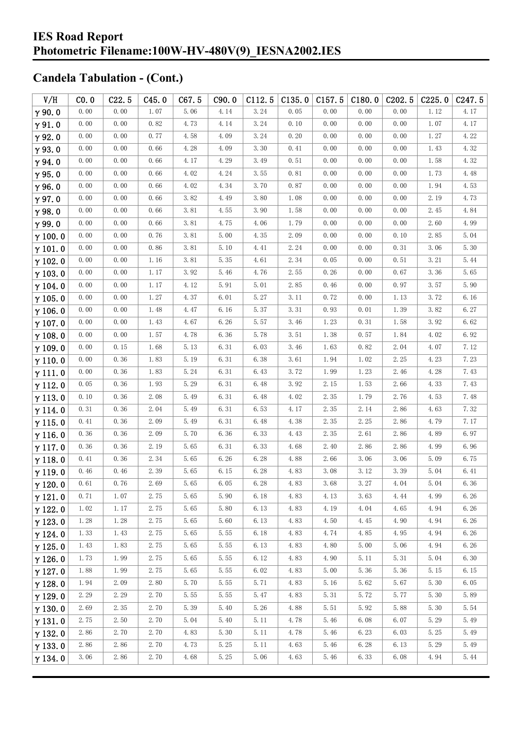# IES Road Report
# Photometric Filename:100W-HV-480V(9)_IESNA2002.IES

## Candela Tabulation - (Cont.)

| V/H | C0.0 | C22.5 | C45.0 | C67.5 | C90.0 | C112.5 | C135.0 | C157.5 | C180.0 | C202.5 | C225.0 | C247.5 |
|---|---|---|---|---|---|---|---|---|---|---|---|---|
| γ 90.0 | 0.00 | 0.00 | 1.07 | 5.06 | 4.14 | 3.24 | 0.05 | 0.00 | 0.00 | 0.00 | 1.12 | 4.17 |
| γ 91.0 | 0.00 | 0.00 | 0.82 | 4.73 | 4.14 | 3.24 | 0.10 | 0.00 | 0.00 | 0.00 | 1.07 | 4.17 |
| γ 92.0 | 0.00 | 0.00 | 0.77 | 4.58 | 4.09 | 3.24 | 0.20 | 0.00 | 0.00 | 0.00 | 1.27 | 4.22 |
| γ 93.0 | 0.00 | 0.00 | 0.66 | 4.28 | 4.09 | 3.30 | 0.41 | 0.00 | 0.00 | 0.00 | 1.43 | 4.32 |
| γ 94.0 | 0.00 | 0.00 | 0.66 | 4.17 | 4.29 | 3.49 | 0.51 | 0.00 | 0.00 | 0.00 | 1.58 | 4.32 |
| γ 95.0 | 0.00 | 0.00 | 0.66 | 4.02 | 4.24 | 3.55 | 0.81 | 0.00 | 0.00 | 0.00 | 1.73 | 4.48 |
| γ 96.0 | 0.00 | 0.00 | 0.66 | 4.02 | 4.34 | 3.70 | 0.87 | 0.00 | 0.00 | 0.00 | 1.94 | 4.53 |
| γ 97.0 | 0.00 | 0.00 | 0.66 | 3.82 | 4.49 | 3.80 | 1.08 | 0.00 | 0.00 | 0.00 | 2.19 | 4.73 |
| γ 98.0 | 0.00 | 0.00 | 0.66 | 3.81 | 4.55 | 3.90 | 1.58 | 0.00 | 0.00 | 0.00 | 2.45 | 4.84 |
| γ 99.0 | 0.00 | 0.00 | 0.66 | 3.81 | 4.75 | 4.06 | 1.79 | 0.00 | 0.00 | 0.00 | 2.60 | 4.99 |
| γ 100.0 | 0.00 | 0.00 | 0.76 | 3.81 | 5.00 | 4.35 | 2.09 | 0.00 | 0.00 | 0.10 | 2.85 | 5.04 |
| γ 101.0 | 0.00 | 0.00 | 0.86 | 3.81 | 5.10 | 4.41 | 2.24 | 0.00 | 0.00 | 0.31 | 3.06 | 5.30 |
| γ 102.0 | 0.00 | 0.00 | 1.16 | 3.81 | 5.35 | 4.61 | 2.34 | 0.05 | 0.00 | 0.51 | 3.21 | 5.44 |
| γ 103.0 | 0.00 | 0.00 | 1.17 | 3.92 | 5.46 | 4.76 | 2.55 | 0.26 | 0.00 | 0.67 | 3.36 | 5.65 |
| γ 104.0 | 0.00 | 0.00 | 1.17 | 4.12 | 5.91 | 5.01 | 2.85 | 0.46 | 0.00 | 0.97 | 3.57 | 5.90 |
| γ 105.0 | 0.00 | 0.00 | 1.27 | 4.37 | 6.01 | 5.27 | 3.11 | 0.72 | 0.00 | 1.13 | 3.72 | 6.16 |
| γ 106.0 | 0.00 | 0.00 | 1.48 | 4.47 | 6.16 | 5.37 | 3.31 | 0.93 | 0.01 | 1.39 | 3.82 | 6.27 |
| γ 107.0 | 0.00 | 0.00 | 1.43 | 4.67 | 6.26 | 5.57 | 3.46 | 1.23 | 0.31 | 1.58 | 3.92 | 6.62 |
| γ 108.0 | 0.00 | 0.00 | 1.57 | 4.78 | 6.36 | 5.78 | 3.51 | 1.38 | 0.57 | 1.84 | 4.02 | 6.92 |
| γ 109.0 | 0.00 | 0.15 | 1.68 | 5.13 | 6.31 | 6.03 | 3.46 | 1.63 | 0.82 | 2.04 | 4.07 | 7.12 |
| γ 110.0 | 0.00 | 0.36 | 1.83 | 5.19 | 6.31 | 6.38 | 3.61 | 1.94 | 1.02 | 2.25 | 4.23 | 7.23 |
| γ 111.0 | 0.00 | 0.36 | 1.83 | 5.24 | 6.31 | 6.43 | 3.72 | 1.99 | 1.23 | 2.46 | 4.28 | 7.43 |
| γ 112.0 | 0.05 | 0.36 | 1.93 | 5.29 | 6.31 | 6.48 | 3.92 | 2.15 | 1.53 | 2.66 | 4.33 | 7.43 |
| γ 113.0 | 0.10 | 0.36 | 2.08 | 5.49 | 6.31 | 6.48 | 4.02 | 2.35 | 1.79 | 2.76 | 4.53 | 7.48 |
| γ 114.0 | 0.31 | 0.36 | 2.04 | 5.49 | 6.31 | 6.53 | 4.17 | 2.35 | 2.14 | 2.86 | 4.63 | 7.32 |
| γ 115.0 | 0.41 | 0.36 | 2.09 | 5.49 | 6.31 | 6.48 | 4.38 | 2.35 | 2.25 | 2.86 | 4.79 | 7.17 |
| γ 116.0 | 0.36 | 0.36 | 2.09 | 5.70 | 6.36 | 6.33 | 4.43 | 2.35 | 2.61 | 2.86 | 4.89 | 6.97 |
| γ 117.0 | 0.36 | 0.36 | 2.19 | 5.65 | 6.31 | 6.33 | 4.68 | 2.40 | 2.86 | 2.86 | 4.99 | 6.96 |
| γ 118.0 | 0.41 | 0.36 | 2.34 | 5.65 | 6.26 | 6.28 | 4.88 | 2.66 | 3.06 | 3.06 | 5.09 | 6.75 |
| γ 119.0 | 0.46 | 0.46 | 2.39 | 5.65 | 6.15 | 6.28 | 4.83 | 3.08 | 3.12 | 3.39 | 5.04 | 6.41 |
| γ 120.0 | 0.61 | 0.76 | 2.69 | 5.65 | 6.05 | 6.28 | 4.83 | 3.68 | 3.27 | 4.04 | 5.04 | 6.36 |
| γ 121.0 | 0.71 | 1.07 | 2.75 | 5.65 | 5.90 | 6.18 | 4.83 | 4.13 | 3.63 | 4.44 | 4.99 | 6.26 |
| γ 122.0 | 1.02 | 1.17 | 2.75 | 5.65 | 5.80 | 6.13 | 4.83 | 4.19 | 4.04 | 4.65 | 4.94 | 6.26 |
| γ 123.0 | 1.28 | 1.28 | 2.75 | 5.65 | 5.60 | 6.13 | 4.83 | 4.50 | 4.45 | 4.90 | 4.94 | 6.26 |
| γ 124.0 | 1.33 | 1.43 | 2.75 | 5.65 | 5.55 | 6.18 | 4.83 | 4.74 | 4.85 | 4.95 | 4.94 | 6.26 |
| γ 125.0 | 1.43 | 1.83 | 2.75 | 5.65 | 5.55 | 6.13 | 4.83 | 4.80 | 5.00 | 5.06 | 4.94 | 6.26 |
| γ 126.0 | 1.73 | 1.99 | 2.75 | 5.65 | 5.55 | 6.12 | 4.83 | 4.90 | 5.11 | 5.31 | 5.04 | 6.30 |
| γ 127.0 | 1.88 | 1.99 | 2.75 | 5.65 | 5.55 | 6.02 | 4.83 | 5.00 | 5.36 | 5.36 | 5.15 | 6.15 |
| γ 128.0 | 1.94 | 2.09 | 2.80 | 5.70 | 5.55 | 5.71 | 4.83 | 5.16 | 5.62 | 5.67 | 5.30 | 6.05 |
| γ 129.0 | 2.29 | 2.29 | 2.70 | 5.55 | 5.55 | 5.47 | 4.83 | 5.31 | 5.72 | 5.77 | 5.30 | 5.89 |
| γ 130.0 | 2.69 | 2.35 | 2.70 | 5.39 | 5.40 | 5.26 | 4.88 | 5.51 | 5.92 | 5.88 | 5.30 | 5.54 |
| γ 131.0 | 2.75 | 2.50 | 2.70 | 5.04 | 5.40 | 5.11 | 4.78 | 5.46 | 6.08 | 6.07 | 5.29 | 5.49 |
| γ 132.0 | 2.86 | 2.70 | 2.70 | 4.83 | 5.30 | 5.11 | 4.78 | 5.46 | 6.23 | 6.03 | 5.25 | 5.49 |
| γ 133.0 | 2.86 | 2.86 | 2.70 | 4.73 | 5.25 | 5.11 | 4.63 | 5.46 | 6.28 | 6.13 | 5.29 | 5.49 |
| γ 134.0 | 3.06 | 2.86 | 2.70 | 4.68 | 5.25 | 5.06 | 4.63 | 5.46 | 6.33 | 6.08 | 4.94 | 5.44 |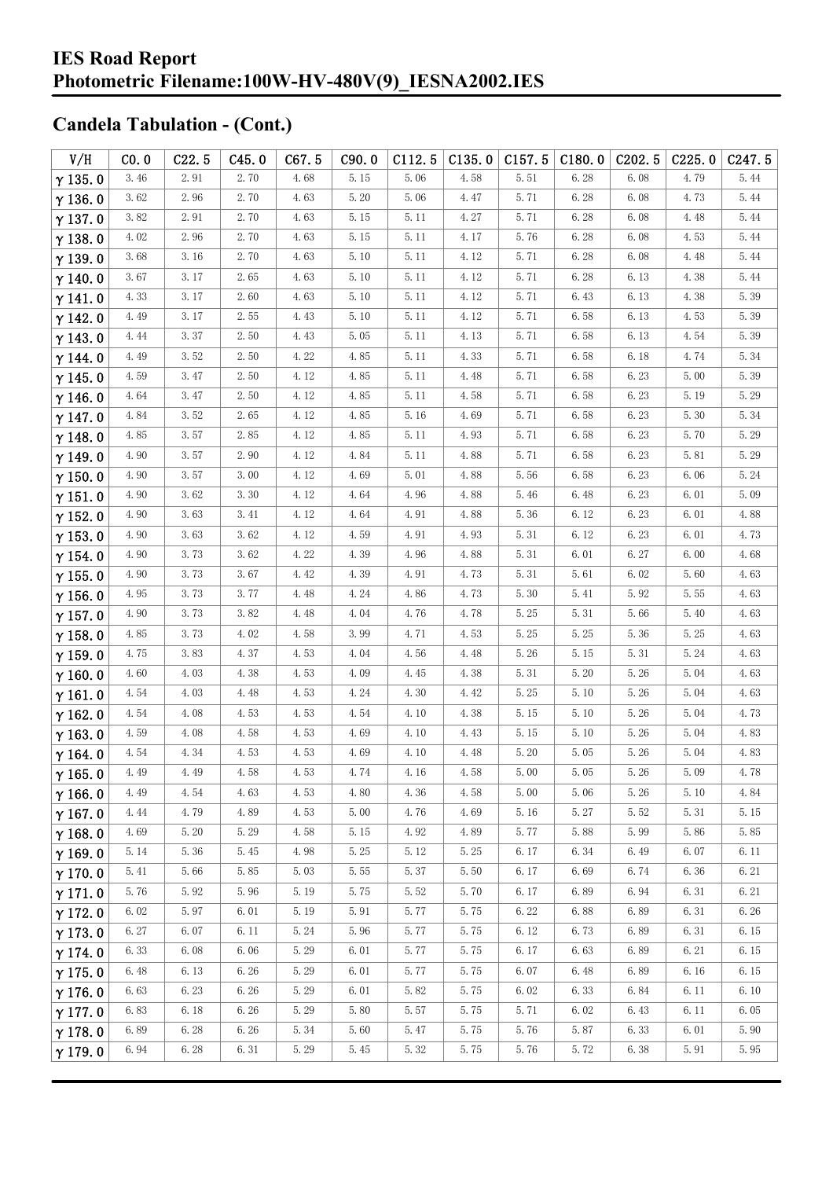# IES Road Report
## Photometric Filename:100W-HV-480V(9)_IESNA2002.IES

## Candela Tabulation - (Cont.)

| V/H | C0.0 | C22.5 | C45.0 | C67.5 | C90.0 | C112.5 | C135.0 | C157.5 | C180.0 | C202.5 | C225.0 | C247.5 |
|---|---|---|---|---|---|---|---|---|---|---|---|---|
| γ 135.0 | 3.46 | 2.91 | 2.70 | 4.68 | 5.15 | 5.06 | 4.58 | 5.51 | 6.28 | 6.08 | 4.79 | 5.44 |
| γ 136.0 | 3.62 | 2.96 | 2.70 | 4.63 | 5.20 | 5.06 | 4.47 | 5.71 | 6.28 | 6.08 | 4.73 | 5.44 |
| γ 137.0 | 3.82 | 2.91 | 2.70 | 4.63 | 5.15 | 5.11 | 4.27 | 5.71 | 6.28 | 6.08 | 4.48 | 5.44 |
| γ 138.0 | 4.02 | 2.96 | 2.70 | 4.63 | 5.15 | 5.11 | 4.17 | 5.76 | 6.28 | 6.08 | 4.53 | 5.44 |
| γ 139.0 | 3.68 | 3.16 | 2.70 | 4.63 | 5.10 | 5.11 | 4.12 | 5.71 | 6.28 | 6.08 | 4.48 | 5.44 |
| γ 140.0 | 3.67 | 3.17 | 2.65 | 4.63 | 5.10 | 5.11 | 4.12 | 5.71 | 6.28 | 6.13 | 4.38 | 5.44 |
| γ 141.0 | 4.33 | 3.17 | 2.60 | 4.63 | 5.10 | 5.11 | 4.12 | 5.71 | 6.43 | 6.13 | 4.38 | 5.39 |
| γ 142.0 | 4.49 | 3.17 | 2.55 | 4.43 | 5.10 | 5.11 | 4.12 | 5.71 | 6.58 | 6.13 | 4.53 | 5.39 |
| γ 143.0 | 4.44 | 3.37 | 2.50 | 4.43 | 5.05 | 5.11 | 4.13 | 5.71 | 6.58 | 6.13 | 4.54 | 5.39 |
| γ 144.0 | 4.49 | 3.52 | 2.50 | 4.22 | 4.85 | 5.11 | 4.33 | 5.71 | 6.58 | 6.18 | 4.74 | 5.34 |
| γ 145.0 | 4.59 | 3.47 | 2.50 | 4.12 | 4.85 | 5.11 | 4.48 | 5.71 | 6.58 | 6.23 | 5.00 | 5.39 |
| γ 146.0 | 4.64 | 3.47 | 2.50 | 4.12 | 4.85 | 5.11 | 4.58 | 5.71 | 6.58 | 6.23 | 5.19 | 5.29 |
| γ 147.0 | 4.84 | 3.52 | 2.65 | 4.12 | 4.85 | 5.16 | 4.69 | 5.71 | 6.58 | 6.23 | 5.30 | 5.34 |
| γ 148.0 | 4.85 | 3.57 | 2.85 | 4.12 | 4.85 | 5.11 | 4.93 | 5.71 | 6.58 | 6.23 | 5.70 | 5.29 |
| γ 149.0 | 4.90 | 3.57 | 2.90 | 4.12 | 4.84 | 5.11 | 4.88 | 5.71 | 6.58 | 6.23 | 5.81 | 5.29 |
| γ 150.0 | 4.90 | 3.57 | 3.00 | 4.12 | 4.69 | 5.01 | 4.88 | 5.56 | 6.58 | 6.23 | 6.06 | 5.24 |
| γ 151.0 | 4.90 | 3.62 | 3.30 | 4.12 | 4.64 | 4.96 | 4.88 | 5.46 | 6.48 | 6.23 | 6.01 | 5.09 |
| γ 152.0 | 4.90 | 3.63 | 3.41 | 4.12 | 4.64 | 4.91 | 4.88 | 5.36 | 6.12 | 6.23 | 6.01 | 4.88 |
| γ 153.0 | 4.90 | 3.63 | 3.62 | 4.12 | 4.59 | 4.91 | 4.93 | 5.31 | 6.12 | 6.23 | 6.01 | 4.73 |
| γ 154.0 | 4.90 | 3.73 | 3.62 | 4.22 | 4.39 | 4.96 | 4.88 | 5.31 | 6.01 | 6.27 | 6.00 | 4.68 |
| γ 155.0 | 4.90 | 3.73 | 3.67 | 4.42 | 4.39 | 4.91 | 4.73 | 5.31 | 5.61 | 6.02 | 5.60 | 4.63 |
| γ 156.0 | 4.95 | 3.73 | 3.77 | 4.48 | 4.24 | 4.86 | 4.73 | 5.30 | 5.41 | 5.92 | 5.55 | 4.63 |
| γ 157.0 | 4.90 | 3.73 | 3.82 | 4.48 | 4.04 | 4.76 | 4.78 | 5.25 | 5.31 | 5.66 | 5.40 | 4.63 |
| γ 158.0 | 4.85 | 3.73 | 4.02 | 4.58 | 3.99 | 4.71 | 4.53 | 5.25 | 5.25 | 5.36 | 5.25 | 4.63 |
| γ 159.0 | 4.75 | 3.83 | 4.37 | 4.53 | 4.04 | 4.56 | 4.48 | 5.26 | 5.15 | 5.31 | 5.24 | 4.63 |
| γ 160.0 | 4.60 | 4.03 | 4.38 | 4.53 | 4.09 | 4.45 | 4.38 | 5.31 | 5.20 | 5.26 | 5.04 | 4.63 |
| γ 161.0 | 4.54 | 4.03 | 4.48 | 4.53 | 4.24 | 4.30 | 4.42 | 5.25 | 5.10 | 5.26 | 5.04 | 4.63 |
| γ 162.0 | 4.54 | 4.08 | 4.53 | 4.53 | 4.54 | 4.10 | 4.38 | 5.15 | 5.10 | 5.26 | 5.04 | 4.73 |
| γ 163.0 | 4.59 | 4.08 | 4.58 | 4.53 | 4.69 | 4.10 | 4.43 | 5.15 | 5.10 | 5.26 | 5.04 | 4.83 |
| γ 164.0 | 4.54 | 4.34 | 4.53 | 4.53 | 4.69 | 4.10 | 4.48 | 5.20 | 5.05 | 5.26 | 5.04 | 4.83 |
| γ 165.0 | 4.49 | 4.49 | 4.58 | 4.53 | 4.74 | 4.16 | 4.58 | 5.00 | 5.05 | 5.26 | 5.09 | 4.78 |
| γ 166.0 | 4.49 | 4.54 | 4.63 | 4.53 | 4.80 | 4.36 | 4.58 | 5.00 | 5.06 | 5.26 | 5.10 | 4.84 |
| γ 167.0 | 4.44 | 4.79 | 4.89 | 4.53 | 5.00 | 4.76 | 4.69 | 5.16 | 5.27 | 5.52 | 5.31 | 5.15 |
| γ 168.0 | 4.69 | 5.20 | 5.29 | 4.58 | 5.15 | 4.92 | 4.89 | 5.77 | 5.88 | 5.99 | 5.86 | 5.85 |
| γ 169.0 | 5.14 | 5.36 | 5.45 | 4.98 | 5.25 | 5.12 | 5.25 | 6.17 | 6.34 | 6.49 | 6.07 | 6.11 |
| γ 170.0 | 5.41 | 5.66 | 5.85 | 5.03 | 5.55 | 5.37 | 5.50 | 6.17 | 6.69 | 6.74 | 6.36 | 6.21 |
| γ 171.0 | 5.76 | 5.92 | 5.96 | 5.19 | 5.75 | 5.52 | 5.70 | 6.17 | 6.89 | 6.94 | 6.31 | 6.21 |
| γ 172.0 | 6.02 | 5.97 | 6.01 | 5.19 | 5.91 | 5.77 | 5.75 | 6.22 | 6.88 | 6.89 | 6.31 | 6.26 |
| γ 173.0 | 6.27 | 6.07 | 6.11 | 5.24 | 5.96 | 5.77 | 5.75 | 6.12 | 6.73 | 6.89 | 6.31 | 6.15 |
| γ 174.0 | 6.33 | 6.08 | 6.06 | 5.29 | 6.01 | 5.77 | 5.75 | 6.17 | 6.63 | 6.89 | 6.21 | 6.15 |
| γ 175.0 | 6.48 | 6.13 | 6.26 | 5.29 | 6.01 | 5.77 | 5.75 | 6.07 | 6.48 | 6.89 | 6.16 | 6.15 |
| γ 176.0 | 6.63 | 6.23 | 6.26 | 5.29 | 6.01 | 5.82 | 5.75 | 6.02 | 6.33 | 6.84 | 6.11 | 6.10 |
| γ 177.0 | 6.83 | 6.18 | 6.26 | 5.29 | 5.80 | 5.57 | 5.75 | 5.71 | 6.02 | 6.43 | 6.11 | 6.05 |
| γ 178.0 | 6.89 | 6.28 | 6.26 | 5.34 | 5.60 | 5.47 | 5.75 | 5.76 | 5.87 | 6.33 | 6.01 | 5.90 |
| γ 179.0 | 6.94 | 6.28 | 6.31 | 5.29 | 5.45 | 5.32 | 5.75 | 5.76 | 5.72 | 6.38 | 5.91 | 5.95 |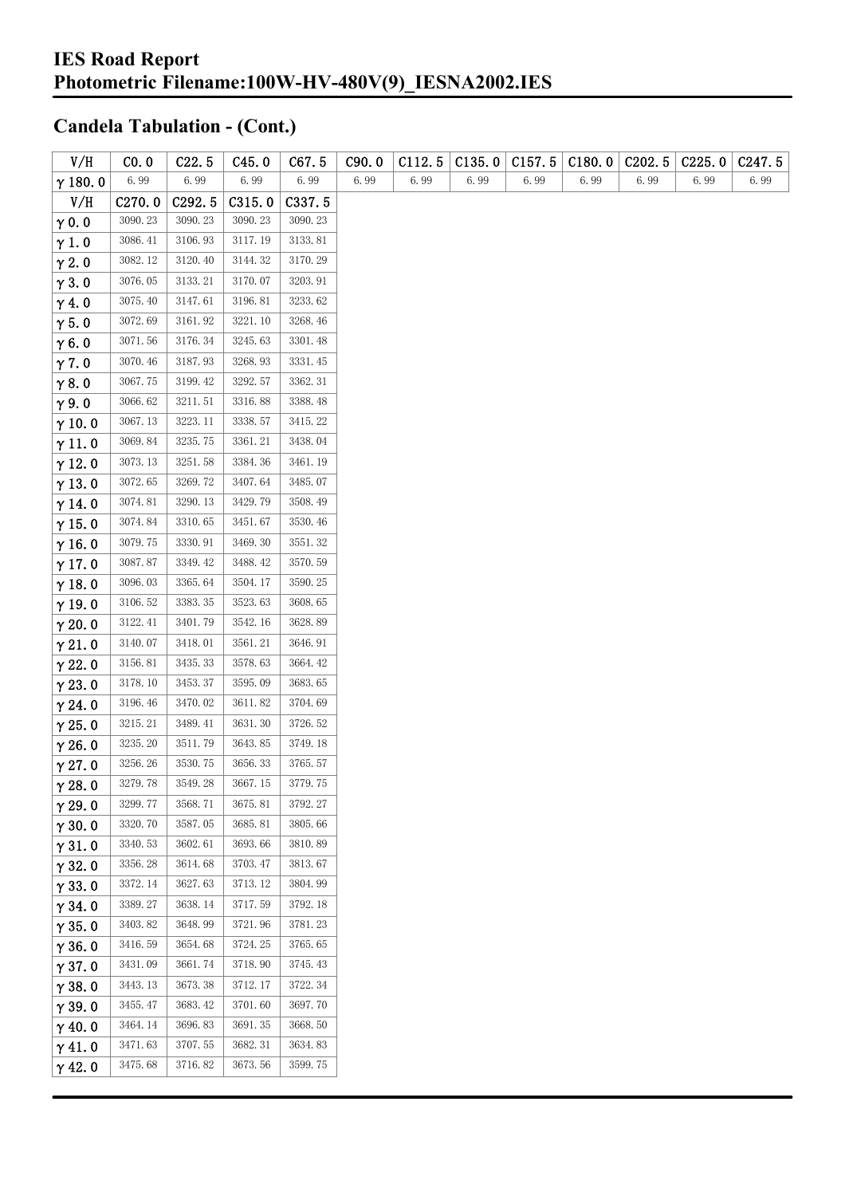# IES Road Report
# Photometric Filename:100W-HV-480V(9)_IESNA2002.IES

## Candela Tabulation - (Cont.)

| V/H | C0.0 | C22.5 | C45.0 | C67.5 | C90.0 | C112.5 | C135.0 | C157.5 | C180.0 | C202.5 | C225.0 | C247.5 |
|---|---|---|---|---|---|---|---|---|---|---|---|---|
| γ 180.0 | 6.99 | 6.99 | 6.99 | 6.99 | 6.99 | 6.99 | 6.99 | 6.99 | 6.99 | 6.99 | 6.99 | 6.99 |

| V/H | C270.0 | C292.5 | C315.0 | C337.5 |
|---|---|---|---|---|
| γ 0.0 | 3090.23 | 3090.23 | 3090.23 | 3090.23 |
| γ 1.0 | 3086.41 | 3106.93 | 3117.19 | 3133.81 |
| γ 2.0 | 3082.12 | 3120.40 | 3144.32 | 3170.29 |
| γ 3.0 | 3076.05 | 3133.21 | 3170.07 | 3203.91 |
| γ 4.0 | 3075.40 | 3147.61 | 3196.81 | 3233.62 |
| γ 5.0 | 3072.69 | 3161.92 | 3221.10 | 3268.46 |
| γ 6.0 | 3071.56 | 3176.34 | 3245.63 | 3301.48 |
| γ 7.0 | 3070.46 | 3187.93 | 3268.93 | 3331.45 |
| γ 8.0 | 3067.75 | 3199.42 | 3292.57 | 3362.31 |
| γ 9.0 | 3066.62 | 3211.51 | 3316.88 | 3388.48 |
| γ 10.0 | 3067.13 | 3223.11 | 3338.57 | 3415.22 |
| γ 11.0 | 3069.84 | 3235.75 | 3361.21 | 3438.04 |
| γ 12.0 | 3073.13 | 3251.58 | 3384.36 | 3461.19 |
| γ 13.0 | 3072.65 | 3269.72 | 3407.64 | 3485.07 |
| γ 14.0 | 3074.81 | 3290.13 | 3429.79 | 3508.49 |
| γ 15.0 | 3074.84 | 3310.65 | 3451.67 | 3530.46 |
| γ 16.0 | 3079.75 | 3330.91 | 3469.30 | 3551.32 |
| γ 17.0 | 3087.87 | 3349.42 | 3488.42 | 3570.59 |
| γ 18.0 | 3096.03 | 3365.64 | 3504.17 | 3590.25 |
| γ 19.0 | 3106.52 | 3383.35 | 3523.63 | 3608.65 |
| γ 20.0 | 3122.41 | 3401.79 | 3542.16 | 3628.89 |
| γ 21.0 | 3140.07 | 3418.01 | 3561.21 | 3646.91 |
| γ 22.0 | 3156.81 | 3435.33 | 3578.63 | 3664.42 |
| γ 23.0 | 3178.10 | 3453.37 | 3595.09 | 3683.65 |
| γ 24.0 | 3196.46 | 3470.02 | 3611.82 | 3704.69 |
| γ 25.0 | 3215.21 | 3489.41 | 3631.30 | 3726.52 |
| γ 26.0 | 3235.20 | 3511.79 | 3643.85 | 3749.18 |
| γ 27.0 | 3256.26 | 3530.75 | 3656.33 | 3765.57 |
| γ 28.0 | 3279.78 | 3549.28 | 3667.15 | 3779.75 |
| γ 29.0 | 3299.77 | 3568.71 | 3675.81 | 3792.27 |
| γ 30.0 | 3320.70 | 3587.05 | 3685.81 | 3805.66 |
| γ 31.0 | 3340.53 | 3602.61 | 3693.66 | 3810.89 |
| γ 32.0 | 3356.28 | 3614.68 | 3703.47 | 3813.67 |
| γ 33.0 | 3372.14 | 3627.63 | 3713.12 | 3804.99 |
| γ 34.0 | 3389.27 | 3638.14 | 3717.59 | 3792.18 |
| γ 35.0 | 3403.82 | 3648.99 | 3721.96 | 3781.23 |
| γ 36.0 | 3416.59 | 3654.68 | 3724.25 | 3765.65 |
| γ 37.0 | 3431.09 | 3661.74 | 3718.90 | 3745.43 |
| γ 38.0 | 3443.13 | 3673.38 | 3712.17 | 3722.34 |
| γ 39.0 | 3455.47 | 3683.42 | 3701.60 | 3697.70 |
| γ 40.0 | 3464.14 | 3696.83 | 3691.35 | 3668.50 |
| γ 41.0 | 3471.63 | 3707.55 | 3682.31 | 3634.83 |
| γ 42.0 | 3475.68 | 3716.82 | 3673.56 | 3599.75 |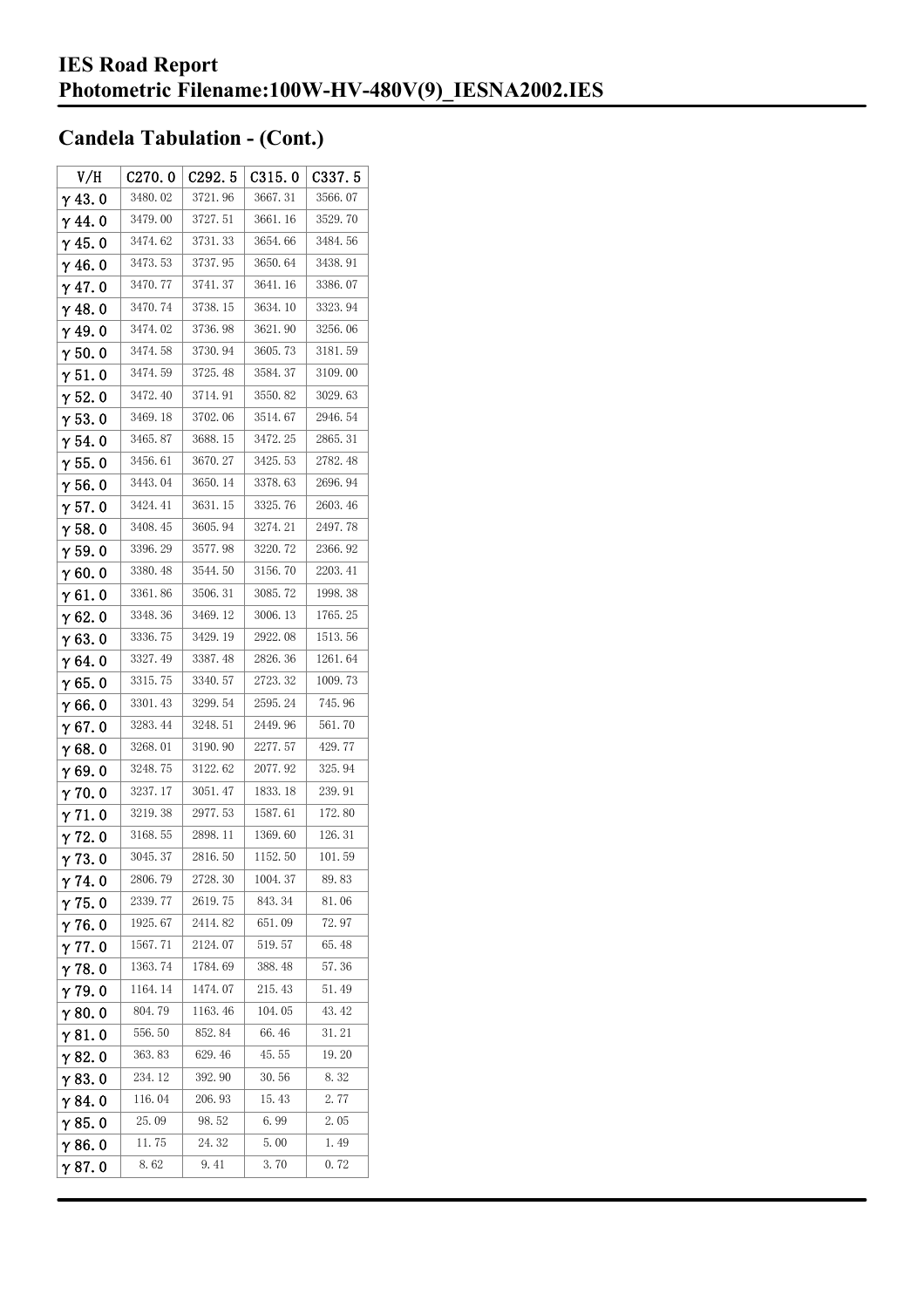# IES Road Report
# Photometric Filename:100W-HV-480V(9)_IESNA2002.IES

## Candela Tabulation - (Cont.)

| V/H | C270.0 | C292.5 | C315.0 | C337.5 |
|---|---|---|---|---|
| γ 43.0 | 3480.02 | 3721.96 | 3667.31 | 3566.07 |
| γ 44.0 | 3479.00 | 3727.51 | 3661.16 | 3529.70 |
| γ 45.0 | 3474.62 | 3731.33 | 3654.66 | 3484.56 |
| γ 46.0 | 3473.53 | 3737.95 | 3650.64 | 3438.91 |
| γ 47.0 | 3470.77 | 3741.37 | 3641.16 | 3386.07 |
| γ 48.0 | 3470.74 | 3738.15 | 3634.10 | 3323.94 |
| γ 49.0 | 3474.02 | 3736.98 | 3621.90 | 3256.06 |
| γ 50.0 | 3474.58 | 3730.94 | 3605.73 | 3181.59 |
| γ 51.0 | 3474.59 | 3725.48 | 3584.37 | 3109.00 |
| γ 52.0 | 3472.40 | 3714.91 | 3550.82 | 3029.63 |
| γ 53.0 | 3469.18 | 3702.06 | 3514.67 | 2946.54 |
| γ 54.0 | 3465.87 | 3688.15 | 3472.25 | 2865.31 |
| γ 55.0 | 3456.61 | 3670.27 | 3425.53 | 2782.48 |
| γ 56.0 | 3443.04 | 3650.14 | 3378.63 | 2696.94 |
| γ 57.0 | 3424.41 | 3631.15 | 3325.76 | 2603.46 |
| γ 58.0 | 3408.45 | 3605.94 | 3274.21 | 2497.78 |
| γ 59.0 | 3396.29 | 3577.98 | 3220.72 | 2366.92 |
| γ 60.0 | 3380.48 | 3544.50 | 3156.70 | 2203.41 |
| γ 61.0 | 3361.86 | 3506.31 | 3085.72 | 1998.38 |
| γ 62.0 | 3348.36 | 3469.12 | 3006.13 | 1765.25 |
| γ 63.0 | 3336.75 | 3429.19 | 2922.08 | 1513.56 |
| γ 64.0 | 3327.49 | 3387.48 | 2826.36 | 1261.64 |
| γ 65.0 | 3315.75 | 3340.57 | 2723.32 | 1009.73 |
| γ 66.0 | 3301.43 | 3299.54 | 2595.24 | 745.96 |
| γ 67.0 | 3283.44 | 3248.51 | 2449.96 | 561.70 |
| γ 68.0 | 3268.01 | 3190.90 | 2277.57 | 429.77 |
| γ 69.0 | 3248.75 | 3122.62 | 2077.92 | 325.94 |
| γ 70.0 | 3237.17 | 3051.47 | 1833.18 | 239.91 |
| γ 71.0 | 3219.38 | 2977.53 | 1587.61 | 172.80 |
| γ 72.0 | 3168.55 | 2898.11 | 1369.60 | 126.31 |
| γ 73.0 | 3045.37 | 2816.50 | 1152.50 | 101.59 |
| γ 74.0 | 2806.79 | 2728.30 | 1004.37 | 89.83 |
| γ 75.0 | 2339.77 | 2619.75 | 843.34 | 81.06 |
| γ 76.0 | 1925.67 | 2414.82 | 651.09 | 72.97 |
| γ 77.0 | 1567.71 | 2124.07 | 519.57 | 65.48 |
| γ 78.0 | 1363.74 | 1784.69 | 388.48 | 57.36 |
| γ 79.0 | 1164.14 | 1474.07 | 215.43 | 51.49 |
| γ 80.0 | 804.79 | 1163.46 | 104.05 | 43.42 |
| γ 81.0 | 556.50 | 852.84 | 66.46 | 31.21 |
| γ 82.0 | 363.83 | 629.46 | 45.55 | 19.20 |
| γ 83.0 | 234.12 | 392.90 | 30.56 | 8.32 |
| γ 84.0 | 116.04 | 206.93 | 15.43 | 2.77 |
| γ 85.0 | 25.09 | 98.52 | 6.99 | 2.05 |
| γ 86.0 | 11.75 | 24.32 | 5.00 | 1.49 |
| γ 87.0 | 8.62 | 9.41 | 3.70 | 0.72 |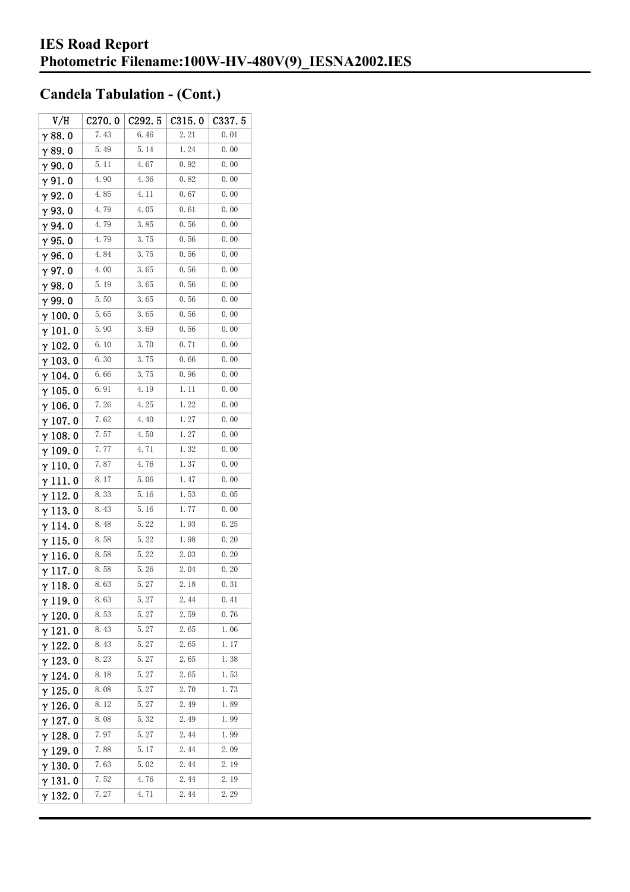# IES Road Report
# Photometric Filename:100W-HV-480V(9)_IESNA2002.IES

## Candela Tabulation - (Cont.)

| V/H | C270.0 | C292.5 | C315.0 | C337.5 |
|---|---|---|---|---|
| γ 88.0 | 7.43 | 6.46 | 2.21 | 0.01 |
| γ 89.0 | 5.49 | 5.14 | 1.24 | 0.00 |
| γ 90.0 | 5.11 | 4.67 | 0.92 | 0.00 |
| γ 91.0 | 4.90 | 4.36 | 0.82 | 0.00 |
| γ 92.0 | 4.85 | 4.11 | 0.67 | 0.00 |
| γ 93.0 | 4.79 | 4.05 | 0.61 | 0.00 |
| γ 94.0 | 4.79 | 3.85 | 0.56 | 0.00 |
| γ 95.0 | 4.79 | 3.75 | 0.56 | 0.00 |
| γ 96.0 | 4.84 | 3.75 | 0.56 | 0.00 |
| γ 97.0 | 4.00 | 3.65 | 0.56 | 0.00 |
| γ 98.0 | 5.19 | 3.65 | 0.56 | 0.00 |
| γ 99.0 | 5.50 | 3.65 | 0.56 | 0.00 |
| γ 100.0 | 5.65 | 3.65 | 0.56 | 0.00 |
| γ 101.0 | 5.90 | 3.69 | 0.56 | 0.00 |
| γ 102.0 | 6.10 | 3.70 | 0.71 | 0.00 |
| γ 103.0 | 6.30 | 3.75 | 0.66 | 0.00 |
| γ 104.0 | 6.66 | 3.75 | 0.96 | 0.00 |
| γ 105.0 | 6.91 | 4.19 | 1.11 | 0.00 |
| γ 106.0 | 7.26 | 4.25 | 1.22 | 0.00 |
| γ 107.0 | 7.62 | 4.40 | 1.27 | 0.00 |
| γ 108.0 | 7.57 | 4.50 | 1.27 | 0.00 |
| γ 109.0 | 7.77 | 4.71 | 1.32 | 0.00 |
| γ 110.0 | 7.87 | 4.76 | 1.37 | 0.00 |
| γ 111.0 | 8.17 | 5.06 | 1.47 | 0.00 |
| γ 112.0 | 8.33 | 5.16 | 1.53 | 0.05 |
| γ 113.0 | 8.43 | 5.16 | 1.77 | 0.00 |
| γ 114.0 | 8.48 | 5.22 | 1.93 | 0.25 |
| γ 115.0 | 8.58 | 5.22 | 1.98 | 0.20 |
| γ 116.0 | 8.58 | 5.22 | 2.03 | 0.20 |
| γ 117.0 | 8.58 | 5.26 | 2.04 | 0.20 |
| γ 118.0 | 8.63 | 5.27 | 2.18 | 0.31 |
| γ 119.0 | 8.63 | 5.27 | 2.44 | 0.41 |
| γ 120.0 | 8.53 | 5.27 | 2.59 | 0.76 |
| γ 121.0 | 8.43 | 5.27 | 2.65 | 1.06 |
| γ 122.0 | 8.43 | 5.27 | 2.65 | 1.17 |
| γ 123.0 | 8.23 | 5.27 | 2.65 | 1.38 |
| γ 124.0 | 8.18 | 5.27 | 2.65 | 1.53 |
| γ 125.0 | 8.08 | 5.27 | 2.70 | 1.73 |
| γ 126.0 | 8.12 | 5.27 | 2.49 | 1.89 |
| γ 127.0 | 8.08 | 5.32 | 2.49 | 1.99 |
| γ 128.0 | 7.97 | 5.27 | 2.44 | 1.99 |
| γ 129.0 | 7.88 | 5.17 | 2.44 | 2.09 |
| γ 130.0 | 7.63 | 5.02 | 2.44 | 2.19 |
| γ 131.0 | 7.52 | 4.76 | 2.44 | 2.19 |
| γ 132.0 | 7.27 | 4.71 | 2.44 | 2.29 |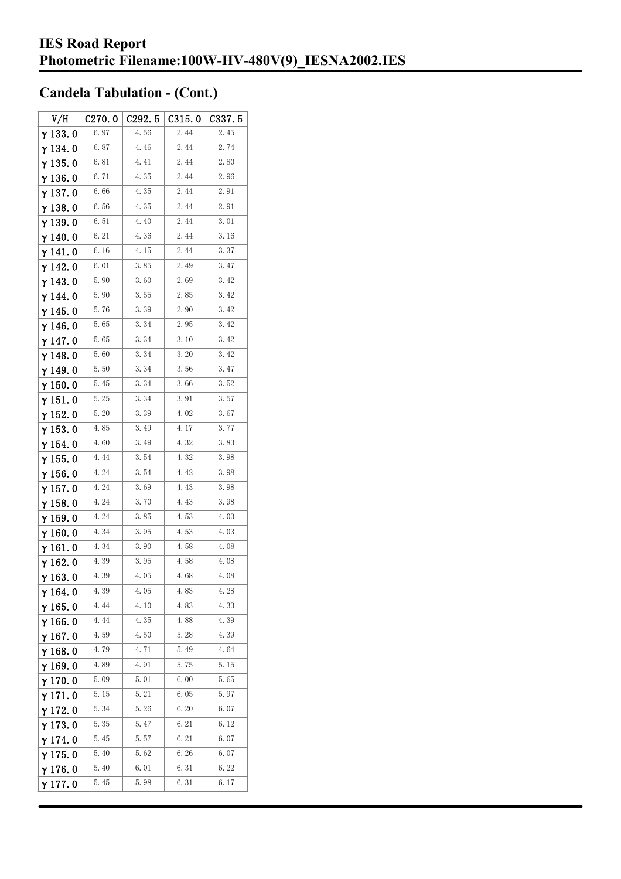# IES Road Report
# Photometric Filename:100W-HV-480V(9)_IESNA2002.IES

## Candela Tabulation - (Cont.)

| V/H | C270.0 | C292.5 | C315.0 | C337.5 |
|---|---|---|---|---|
| γ 133.0 | 6.97 | 4.56 | 2.44 | 2.45 |
| γ 134.0 | 6.87 | 4.46 | 2.44 | 2.74 |
| γ 135.0 | 6.81 | 4.41 | 2.44 | 2.80 |
| γ 136.0 | 6.71 | 4.35 | 2.44 | 2.96 |
| γ 137.0 | 6.66 | 4.35 | 2.44 | 2.91 |
| γ 138.0 | 6.56 | 4.35 | 2.44 | 2.91 |
| γ 139.0 | 6.51 | 4.40 | 2.44 | 3.01 |
| γ 140.0 | 6.21 | 4.36 | 2.44 | 3.16 |
| γ 141.0 | 6.16 | 4.15 | 2.44 | 3.37 |
| γ 142.0 | 6.01 | 3.85 | 2.49 | 3.47 |
| γ 143.0 | 5.90 | 3.60 | 2.69 | 3.42 |
| γ 144.0 | 5.90 | 3.55 | 2.85 | 3.42 |
| γ 145.0 | 5.76 | 3.39 | 2.90 | 3.42 |
| γ 146.0 | 5.65 | 3.34 | 2.95 | 3.42 |
| γ 147.0 | 5.65 | 3.34 | 3.10 | 3.42 |
| γ 148.0 | 5.60 | 3.34 | 3.20 | 3.42 |
| γ 149.0 | 5.50 | 3.34 | 3.56 | 3.47 |
| γ 150.0 | 5.45 | 3.34 | 3.66 | 3.52 |
| γ 151.0 | 5.25 | 3.34 | 3.91 | 3.57 |
| γ 152.0 | 5.20 | 3.39 | 4.02 | 3.67 |
| γ 153.0 | 4.85 | 3.49 | 4.17 | 3.77 |
| γ 154.0 | 4.60 | 3.49 | 4.32 | 3.83 |
| γ 155.0 | 4.44 | 3.54 | 4.32 | 3.98 |
| γ 156.0 | 4.24 | 3.54 | 4.42 | 3.98 |
| γ 157.0 | 4.24 | 3.69 | 4.43 | 3.98 |
| γ 158.0 | 4.24 | 3.70 | 4.43 | 3.98 |
| γ 159.0 | 4.24 | 3.85 | 4.53 | 4.03 |
| γ 160.0 | 4.34 | 3.95 | 4.53 | 4.03 |
| γ 161.0 | 4.34 | 3.90 | 4.58 | 4.08 |
| γ 162.0 | 4.39 | 3.95 | 4.58 | 4.08 |
| γ 163.0 | 4.39 | 4.05 | 4.68 | 4.08 |
| γ 164.0 | 4.39 | 4.05 | 4.83 | 4.28 |
| γ 165.0 | 4.44 | 4.10 | 4.83 | 4.33 |
| γ 166.0 | 4.44 | 4.35 | 4.88 | 4.39 |
| γ 167.0 | 4.59 | 4.50 | 5.28 | 4.39 |
| γ 168.0 | 4.79 | 4.71 | 5.49 | 4.64 |
| γ 169.0 | 4.89 | 4.91 | 5.75 | 5.15 |
| γ 170.0 | 5.09 | 5.01 | 6.00 | 5.65 |
| γ 171.0 | 5.15 | 5.21 | 6.05 | 5.97 |
| γ 172.0 | 5.34 | 5.26 | 6.20 | 6.07 |
| γ 173.0 | 5.35 | 5.47 | 6.21 | 6.12 |
| γ 174.0 | 5.45 | 5.57 | 6.21 | 6.07 |
| γ 175.0 | 5.40 | 5.62 | 6.26 | 6.07 |
| γ 176.0 | 5.40 | 6.01 | 6.31 | 6.22 |
| γ 177.0 | 5.45 | 5.98 | 6.31 | 6.17 |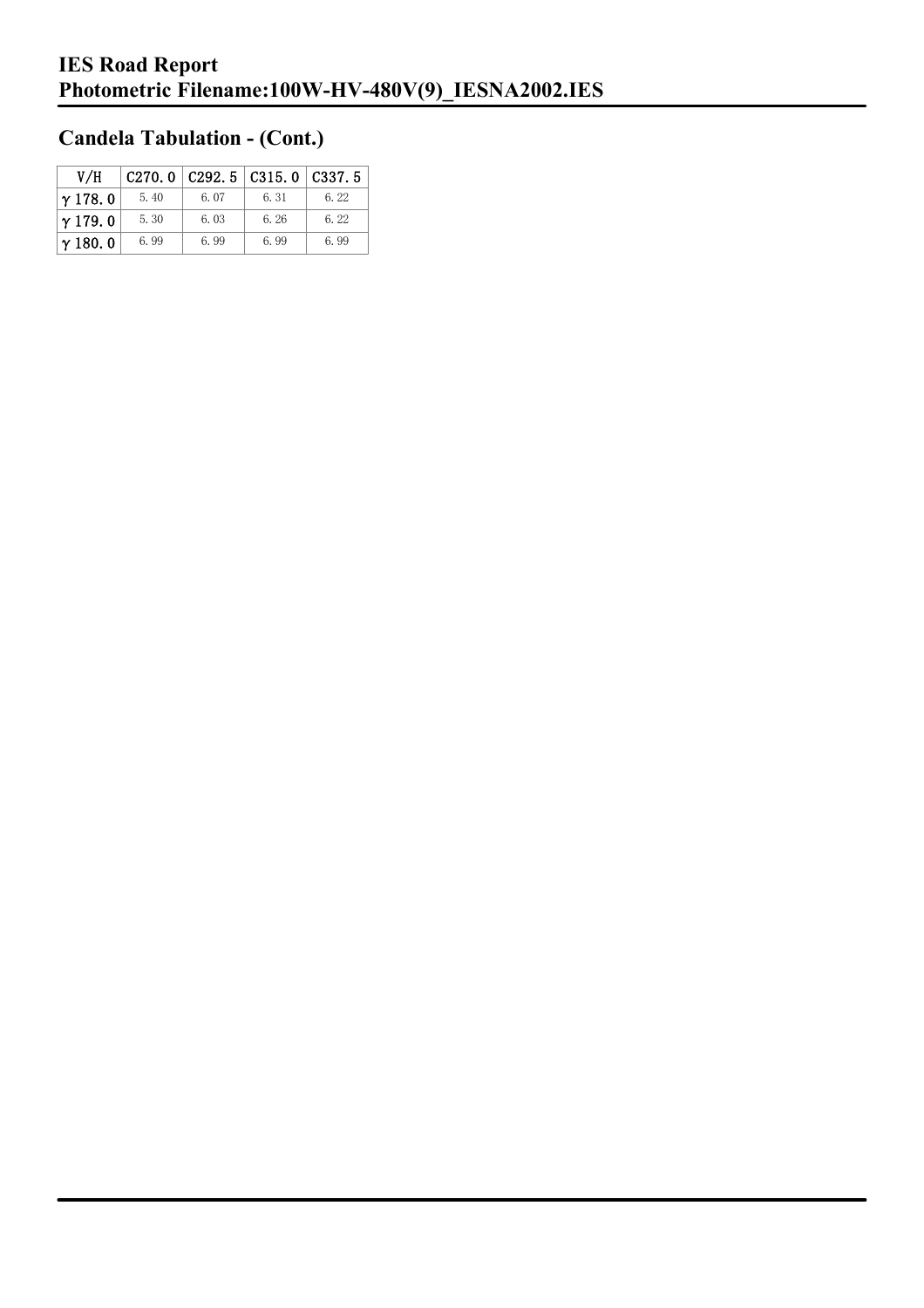## Candela Tabulation - (Cont.)

| V/H | C270.0 | C292.5 | C315.0 | C337.5 |
| --- | --- | --- | --- | --- |
| γ 178.0 | 5.40 | 6.07 | 6.31 | 6.22 |
| γ 179.0 | 5.30 | 6.03 | 6.26 | 6.22 |
| γ 180.0 | 6.99 | 6.99 | 6.99 | 6.99 |